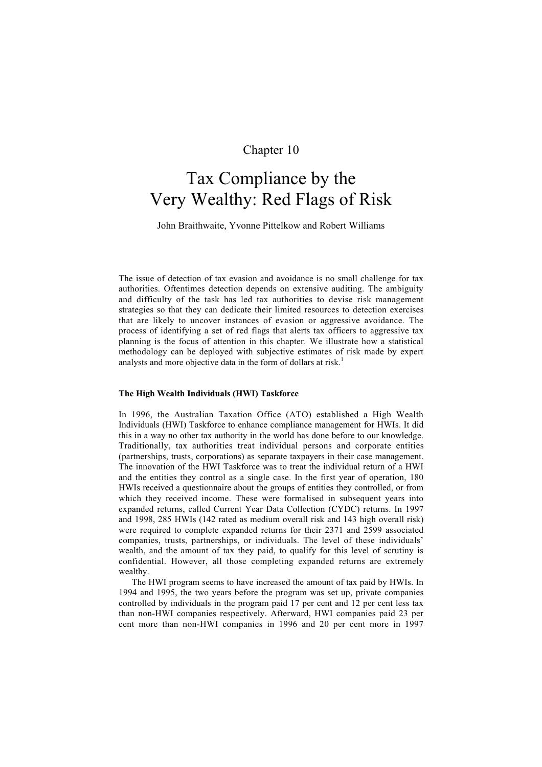Chapter 10

# Tax Compliance by the Very Wealthy: Red Flags of Risk

John Braithwaite, Yvonne Pittelkow and Robert Williams

The issue of detection of tax evasion and avoidance is no small challenge for tax authorities. Oftentimes detection depends on extensive auditing. The ambiguity and difficulty of the task has led tax authorities to devise risk management strategies so that they can dedicate their limited resources to detection exercises that are likely to uncover instances of evasion or aggressive avoidance. The process of identifying a set of red flags that alerts tax officers to aggressive tax planning is the focus of attention in this chapter. We illustrate how a statistical methodology can be deployed with subjective estimates of risk made by expert analysts and more objective data in the form of dollars at risk.[1]

### The High Wealth Individuals (HWI) Taskforce

In 1996, the Australian Taxation Office (ATO) established a High Wealth Individuals (HWI) Taskforce to enhance compliance management for HWIs. It did this in a way no other tax authority in the world has done before to our knowledge. Traditionally, tax authorities treat individual persons and corporate entities (partnerships, trusts, corporations) as separate taxpayers in their case management. The innovation of the HWI Taskforce was to treat the individual return of a HWI and the entities they control as a single case. In the first year of operation, 180 HWIs received a questionnaire about the groups of entities they controlled, or from which they received income. These were formalised in subsequent years into expanded returns, called Current Year Data Collection (CYDC) returns. In 1997 and 1998, 285 HWIs (142 rated as medium overall risk and 143 high overall risk) were required to complete expanded returns for their 2371 and 2599 associated companies, trusts, partnerships, or individuals. The level of these individuals' wealth, and the amount of tax they paid, to qualify for this level of scrutiny is confidential. However, all those completing expanded returns are extremely wealthy.

The HWI program seems to have increased the amount of tax paid by HWIs. In 1994 and 1995, the two years before the program was set up, private companies controlled by individuals in the program paid 17 per cent and 12 per cent less tax than non-HWI companies respectively. Afterward, HWI companies paid 23 per cent more than non-HWI companies in 1996 and 20 per cent more in 1997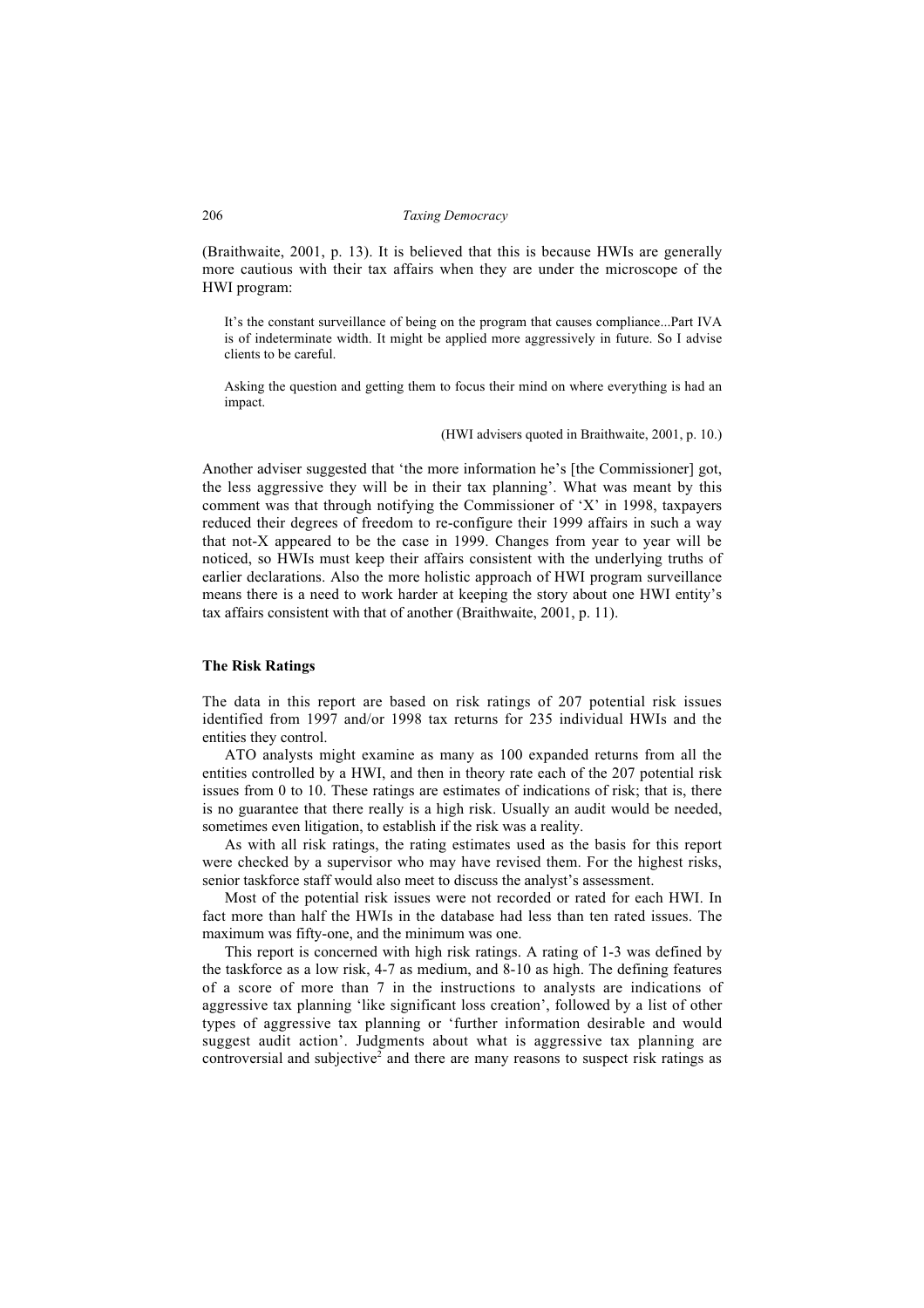(Braithwaite, 2001, p. 13). It is believed that this is because HWIs are generally more cautious with their tax affairs when they are under the microscope of the HWI program:

> It's the constant surveillance of being on the program that causes compliance...Part IVA is of indeterminate width. It might be applied more aggressively in future. So I advise clients to be careful.
>
> Asking the question and getting them to focus their mind on where everything is had an impact.
>
> (HWI advisers quoted in Braithwaite, 2001, p. 10.)

Another adviser suggested that 'the more information he's [the Commissioner] got, the less aggressive they will be in their tax planning'. What was meant by this comment was that through notifying the Commissioner of 'X' in 1998, taxpayers reduced their degrees of freedom to re-configure their 1999 affairs in such a way that not-X appeared to be the case in 1999. Changes from year to year will be noticed, so HWIs must keep their affairs consistent with the underlying truths of earlier declarations. Also the more holistic approach of HWI program surveillance means there is a need to work harder at keeping the story about one HWI entity's tax affairs consistent with that of another (Braithwaite, 2001, p. 11).

### The Risk Ratings

The data in this report are based on risk ratings of 207 potential risk issues identified from 1997 and/or 1998 tax returns for 235 individual HWIs and the entities they control.

ATO analysts might examine as many as 100 expanded returns from all the entities controlled by a HWI, and then in theory rate each of the 207 potential risk issues from 0 to 10. These ratings are estimates of indications of risk; that is, there is no guarantee that there really is a high risk. Usually an audit would be needed, sometimes even litigation, to establish if the risk was a reality.

As with all risk ratings, the rating estimates used as the basis for this report were checked by a supervisor who may have revised them. For the highest risks, senior taskforce staff would also meet to discuss the analyst's assessment.

Most of the potential risk issues were not recorded or rated for each HWI. In fact more than half the HWIs in the database had less than ten rated issues. The maximum was fifty-one, and the minimum was one.

This report is concerned with high risk ratings. A rating of 1-3 was defined by the taskforce as a low risk, 4-7 as medium, and 8-10 as high. The defining features of a score of more than 7 in the instructions to analysts are indications of aggressive tax planning 'like significant loss creation', followed by a list of other types of aggressive tax planning or 'further information desirable and would suggest audit action'. Judgments about what is aggressive tax planning are controversial and subjective[2] and there are many reasons to suspect risk ratings as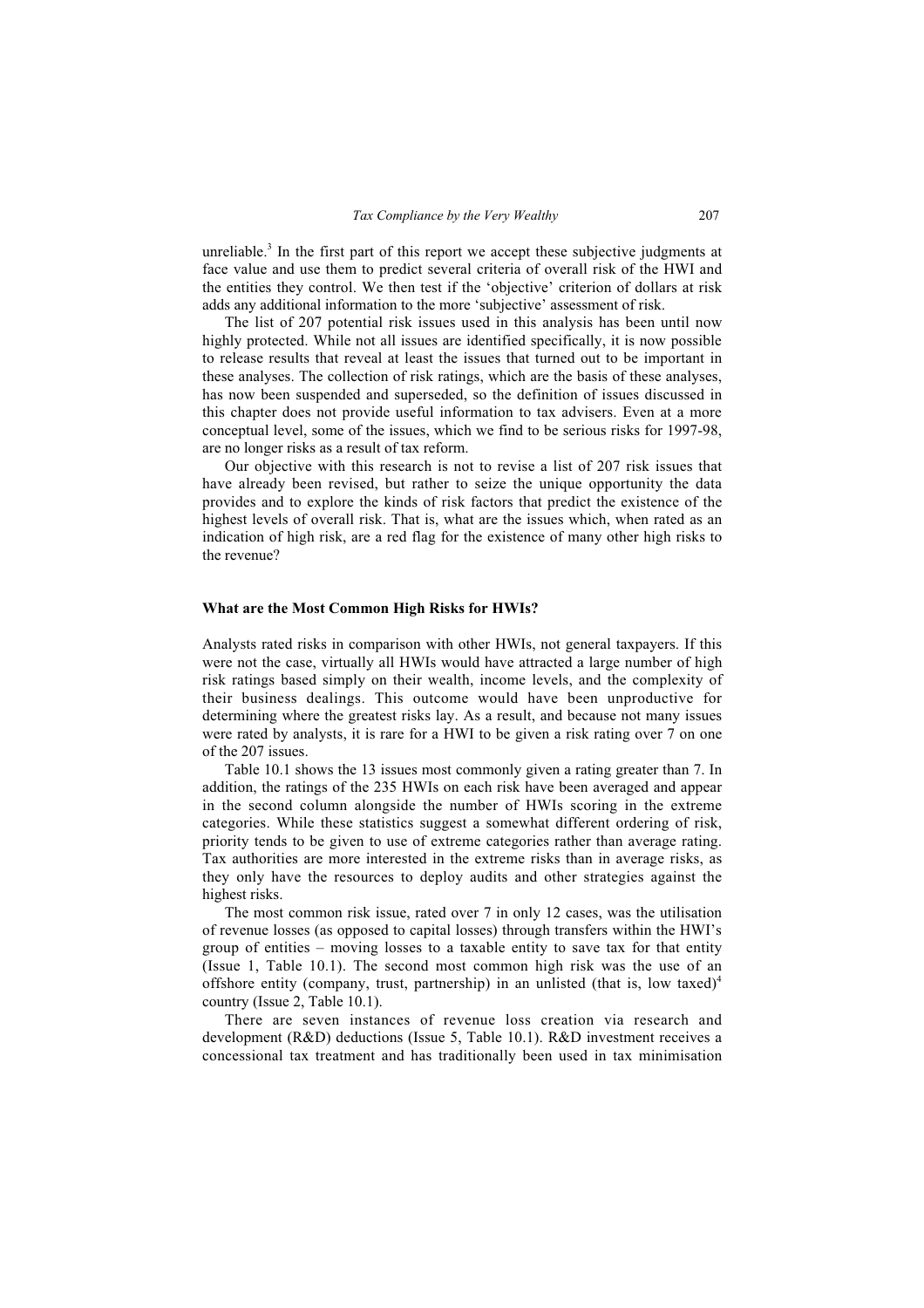unreliable.[3] In the first part of this report we accept these subjective judgments at face value and use them to predict several criteria of overall risk of the HWI and the entities they control. We then test if the 'objective' criterion of dollars at risk adds any additional information to the more 'subjective' assessment of risk.

The list of 207 potential risk issues used in this analysis has been until now highly protected. While not all issues are identified specifically, it is now possible to release results that reveal at least the issues that turned out to be important in these analyses. The collection of risk ratings, which are the basis of these analyses, has now been suspended and superseded, so the definition of issues discussed in this chapter does not provide useful information to tax advisers. Even at a more conceptual level, some of the issues, which we find to be serious risks for 1997-98, are no longer risks as a result of tax reform.

Our objective with this research is not to revise a list of 207 risk issues that have already been revised, but rather to seize the unique opportunity the data provides and to explore the kinds of risk factors that predict the existence of the highest levels of overall risk. That is, what are the issues which, when rated as an indication of high risk, are a red flag for the existence of many other high risks to the revenue?

### What are the Most Common High Risks for HWIs?

Analysts rated risks in comparison with other HWIs, not general taxpayers. If this were not the case, virtually all HWIs would have attracted a large number of high risk ratings based simply on their wealth, income levels, and the complexity of their business dealings. This outcome would have been unproductive for determining where the greatest risks lay. As a result, and because not many issues were rated by analysts, it is rare for a HWI to be given a risk rating over 7 on one of the 207 issues.

Table 10.1 shows the 13 issues most commonly given a rating greater than 7. In addition, the ratings of the 235 HWIs on each risk have been averaged and appear in the second column alongside the number of HWIs scoring in the extreme categories. While these statistics suggest a somewhat different ordering of risk, priority tends to be given to use of extreme categories rather than average rating. Tax authorities are more interested in the extreme risks than in average risks, as they only have the resources to deploy audits and other strategies against the highest risks.

The most common risk issue, rated over 7 in only 12 cases, was the utilisation of revenue losses (as opposed to capital losses) through transfers within the HWI's group of entities – moving losses to a taxable entity to save tax for that entity (Issue 1, Table 10.1). The second most common high risk was the use of an offshore entity (company, trust, partnership) in an unlisted (that is, low taxed)[4] country (Issue 2, Table 10.1).

There are seven instances of revenue loss creation via research and development (R&D) deductions (Issue 5, Table 10.1). R&D investment receives a concessional tax treatment and has traditionally been used in tax minimisation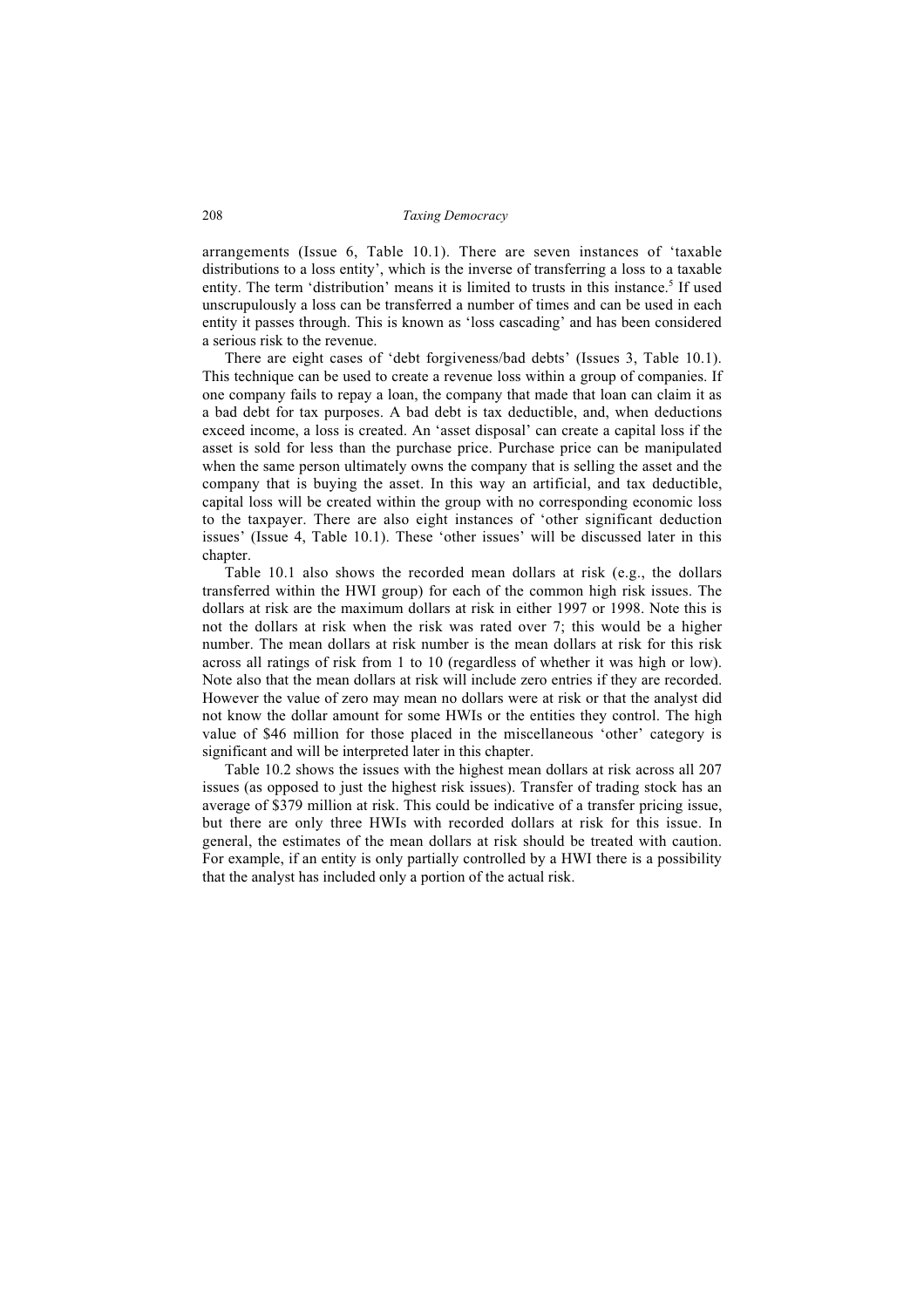arrangements (Issue 6, Table 10.1). There are seven instances of 'taxable distributions to a loss entity', which is the inverse of transferring a loss to a taxable entity. The term 'distribution' means it is limited to trusts in this instance.[5] If used unscrupulously a loss can be transferred a number of times and can be used in each entity it passes through. This is known as 'loss cascading' and has been considered a serious risk to the revenue.

There are eight cases of 'debt forgiveness/bad debts' (Issues 3, Table 10.1). This technique can be used to create a revenue loss within a group of companies. If one company fails to repay a loan, the company that made that loan can claim it as a bad debt for tax purposes. A bad debt is tax deductible, and, when deductions exceed income, a loss is created. An 'asset disposal' can create a capital loss if the asset is sold for less than the purchase price. Purchase price can be manipulated when the same person ultimately owns the company that is selling the asset and the company that is buying the asset. In this way an artificial, and tax deductible, capital loss will be created within the group with no corresponding economic loss to the taxpayer. There are also eight instances of 'other significant deduction issues' (Issue 4, Table 10.1). These 'other issues' will be discussed later in this chapter.

Table 10.1 also shows the recorded mean dollars at risk (e.g., the dollars transferred within the HWI group) for each of the common high risk issues. The dollars at risk are the maximum dollars at risk in either 1997 or 1998. Note this is not the dollars at risk when the risk was rated over 7; this would be a higher number. The mean dollars at risk number is the mean dollars at risk for this risk across all ratings of risk from 1 to 10 (regardless of whether it was high or low). Note also that the mean dollars at risk will include zero entries if they are recorded. However the value of zero may mean no dollars were at risk or that the analyst did not know the dollar amount for some HWIs or the entities they control. The high value of $46 million for those placed in the miscellaneous 'other' category is significant and will be interpreted later in this chapter.

Table 10.2 shows the issues with the highest mean dollars at risk across all 207 issues (as opposed to just the highest risk issues). Transfer of trading stock has an average of $379 million at risk. This could be indicative of a transfer pricing issue, but there are only three HWIs with recorded dollars at risk for this issue. In general, the estimates of the mean dollars at risk should be treated with caution. For example, if an entity is only partially controlled by a HWI there is a possibility that the analyst has included only a portion of the actual risk.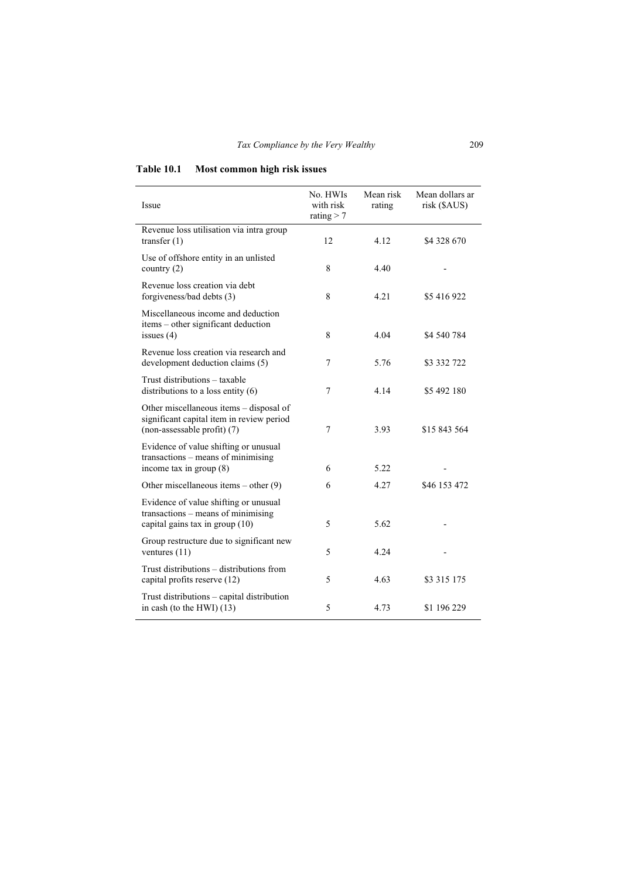**Table 10.1 Most common high risk issues**

| Issue | No. HWIs with risk rating > 7 | Mean risk rating | Mean dollars ar risk ($AUS) |
|---|---|---|---|
| Revenue loss utilisation via intra group transfer (1) | 12 | 4.12 | $4 328 670 |
| Use of offshore entity in an unlisted country (2) | 8 | 4.40 | - |
| Revenue loss creation via debt forgiveness/bad debts (3) | 8 | 4.21 | $5 416 922 |
| Miscellaneous income and deduction items – other significant deduction issues (4) | 8 | 4.04 | $4 540 784 |
| Revenue loss creation via research and development deduction claims (5) | 7 | 5.76 | $3 332 722 |
| Trust distributions – taxable distributions to a loss entity (6) | 7 | 4.14 | $5 492 180 |
| Other miscellaneous items – disposal of significant capital item in review period (non-assessable profit) (7) | 7 | 3.93 | $15 843 564 |
| Evidence of value shifting or unusual transactions – means of minimising income tax in group (8) | 6 | 5.22 | - |
| Other miscellaneous items – other (9) | 6 | 4.27 | $46 153 472 |
| Evidence of value shifting or unusual transactions – means of minimising capital gains tax in group (10) | 5 | 5.62 | - |
| Group restructure due to significant new ventures (11) | 5 | 4.24 | - |
| Trust distributions – distributions from capital profits reserve (12) | 5 | 4.63 | $3 315 175 |
| Trust distributions – capital distribution in cash (to the HWI) (13) | 5 | 4.73 | $1 196 229 |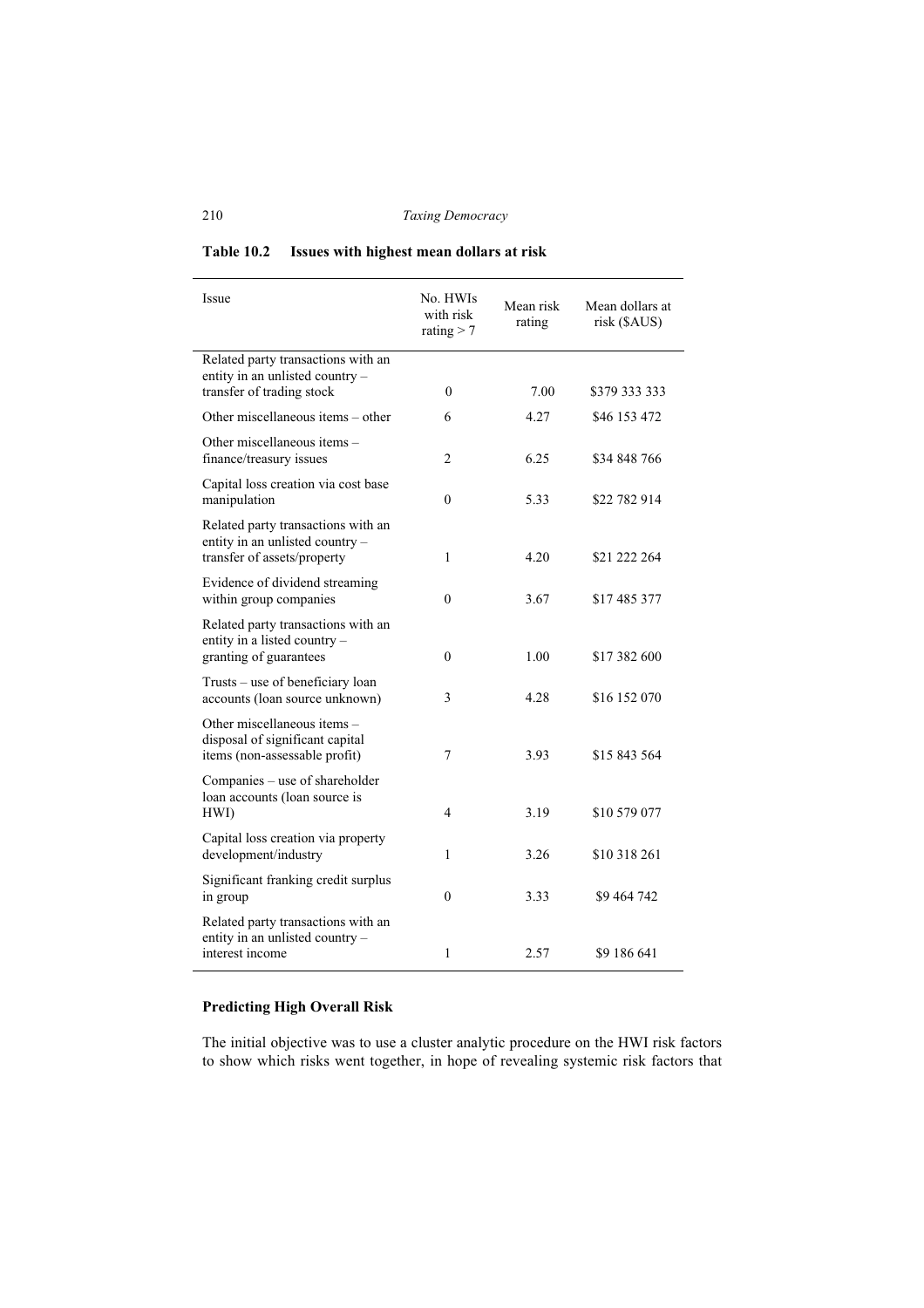**Table 10.2 Issues with highest mean dollars at risk**

| Issue | No. HWIs with risk rating > 7 | Mean risk rating | Mean dollars at risk ($AUS) |
|---|---|---|---|
| Related party transactions with an entity in an unlisted country – transfer of trading stock | 0 | 7.00 | $379 333 333 |
| Other miscellaneous items – other | 6 | 4.27 | $46 153 472 |
| Other miscellaneous items – finance/treasury issues | 2 | 6.25 | $34 848 766 |
| Capital loss creation via cost base manipulation | 0 | 5.33 | $22 782 914 |
| Related party transactions with an entity in an unlisted country – transfer of assets/property | 1 | 4.20 | $21 222 264 |
| Evidence of dividend streaming within group companies | 0 | 3.67 | $17 485 377 |
| Related party transactions with an entity in a listed country – granting of guarantees | 0 | 1.00 | $17 382 600 |
| Trusts – use of beneficiary loan accounts (loan source unknown) | 3 | 4.28 | $16 152 070 |
| Other miscellaneous items – disposal of significant capital items (non-assessable profit) | 7 | 3.93 | $15 843 564 |
| Companies – use of shareholder loan accounts (loan source is HWI) | 4 | 3.19 | $10 579 077 |
| Capital loss creation via property development/industry | 1 | 3.26 | $10 318 261 |
| Significant franking credit surplus in group | 0 | 3.33 | $9 464 742 |
| Related party transactions with an entity in an unlisted country – interest income | 1 | 2.57 | $9 186 641 |

**Predicting High Overall Risk**

The initial objective was to use a cluster analytic procedure on the HWI risk factors to show which risks went together, in hope of revealing systemic risk factors that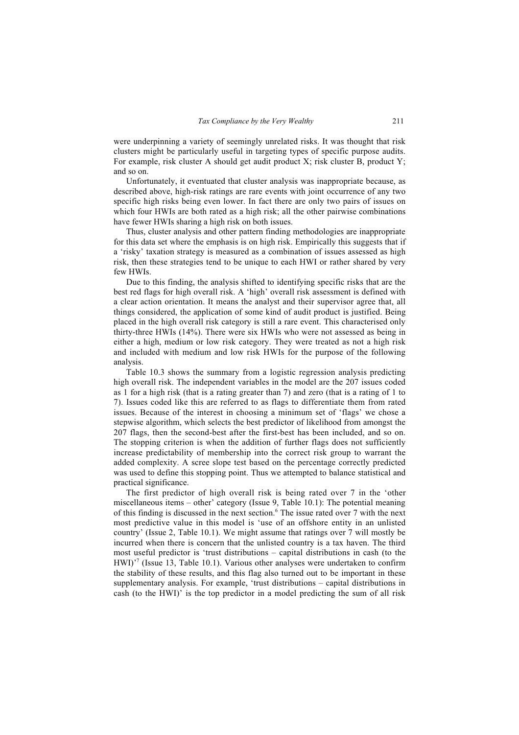were underpinning a variety of seemingly unrelated risks. It was thought that risk clusters might be particularly useful in targeting types of specific purpose audits. For example, risk cluster A should get audit product X; risk cluster B, product Y; and so on.

Unfortunately, it eventuated that cluster analysis was inappropriate because, as described above, high-risk ratings are rare events with joint occurrence of any two specific high risks being even lower. In fact there are only two pairs of issues on which four HWIs are both rated as a high risk; all the other pairwise combinations have fewer HWIs sharing a high risk on both issues.

Thus, cluster analysis and other pattern finding methodologies are inappropriate for this data set where the emphasis is on high risk. Empirically this suggests that if a 'risky' taxation strategy is measured as a combination of issues assessed as high risk, then these strategies tend to be unique to each HWI or rather shared by very few HWIs.

Due to this finding, the analysis shifted to identifying specific risks that are the best red flags for high overall risk. A 'high' overall risk assessment is defined with a clear action orientation. It means the analyst and their supervisor agree that, all things considered, the application of some kind of audit product is justified. Being placed in the high overall risk category is still a rare event. This characterised only thirty-three HWIs (14%). There were six HWIs who were not assessed as being in either a high, medium or low risk category. They were treated as not a high risk and included with medium and low risk HWIs for the purpose of the following analysis.

Table 10.3 shows the summary from a logistic regression analysis predicting high overall risk. The independent variables in the model are the 207 issues coded as 1 for a high risk (that is a rating greater than 7) and zero (that is a rating of 1 to 7). Issues coded like this are referred to as flags to differentiate them from rated issues. Because of the interest in choosing a minimum set of 'flags' we chose a stepwise algorithm, which selects the best predictor of likelihood from amongst the 207 flags, then the second-best after the first-best has been included, and so on. The stopping criterion is when the addition of further flags does not sufficiently increase predictability of membership into the correct risk group to warrant the added complexity. A scree slope test based on the percentage correctly predicted was used to define this stopping point. Thus we attempted to balance statistical and practical significance.

The first predictor of high overall risk is being rated over 7 in the 'other miscellaneous items – other' category (Issue 9, Table 10.1): The potential meaning of this finding is discussed in the next section.[6] The issue rated over 7 with the next most predictive value in this model is 'use of an offshore entity in an unlisted country' (Issue 2, Table 10.1). We might assume that ratings over 7 will mostly be incurred when there is concern that the unlisted country is a tax haven. The third most useful predictor is 'trust distributions – capital distributions in cash (to the HWI)'[7] (Issue 13, Table 10.1). Various other analyses were undertaken to confirm the stability of these results, and this flag also turned out to be important in these supplementary analysis. For example, 'trust distributions – capital distributions in cash (to the HWI)' is the top predictor in a model predicting the sum of all risk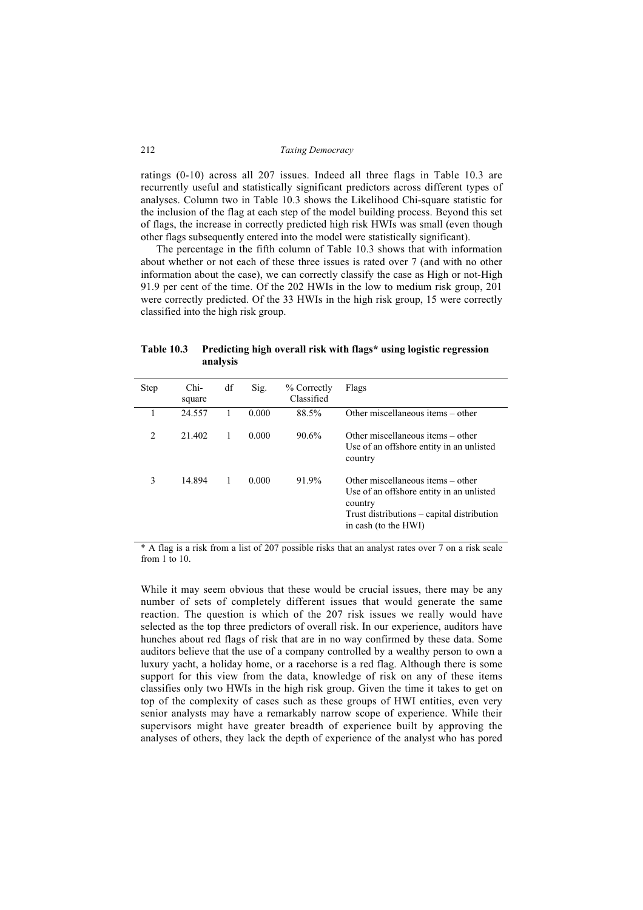ratings (0-10) across all 207 issues. Indeed all three flags in Table 10.3 are recurrently useful and statistically significant predictors across different types of analyses. Column two in Table 10.3 shows the Likelihood Chi-square statistic for the inclusion of the flag at each step of the model building process. Beyond this set of flags, the increase in correctly predicted high risk HWIs was small (even though other flags subsequently entered into the model were statistically significant).

The percentage in the fifth column of Table 10.3 shows that with information about whether or not each of these three issues is rated over 7 (and with no other information about the case), we can correctly classify the case as High or not-High 91.9 per cent of the time. Of the 202 HWIs in the low to medium risk group, 201 were correctly predicted. Of the 33 HWIs in the high risk group, 15 were correctly classified into the high risk group.

**Table 10.3 Predicting high overall risk with flags* using logistic regression analysis**

| Step | Chi-square | df | Sig. | % Correctly Classified | Flags |
|---|---|---|---|---|---|
| 1 | 24.557 | 1 | 0.000 | 88.5% | Other miscellaneous items – other |
| 2 | 21.402 | 1 | 0.000 | 90.6% | Other miscellaneous items – other<br>Use of an offshore entity in an unlisted country |
| 3 | 14.894 | 1 | 0.000 | 91.9% | Other miscellaneous items – other<br>Use of an offshore entity in an unlisted country<br>Trust distributions – capital distribution in cash (to the HWI) |

\* A flag is a risk from a list of 207 possible risks that an analyst rates over 7 on a risk scale from 1 to 10.

While it may seem obvious that these would be crucial issues, there may be any number of sets of completely different issues that would generate the same reaction. The question is which of the 207 risk issues we really would have selected as the top three predictors of overall risk. In our experience, auditors have hunches about red flags of risk that are in no way confirmed by these data. Some auditors believe that the use of a company controlled by a wealthy person to own a luxury yacht, a holiday home, or a racehorse is a red flag. Although there is some support for this view from the data, knowledge of risk on any of these items classifies only two HWIs in the high risk group. Given the time it takes to get on top of the complexity of cases such as these groups of HWI entities, even very senior analysts may have a remarkably narrow scope of experience. While their supervisors might have greater breadth of experience built by approving the analyses of others, they lack the depth of experience of the analyst who has pored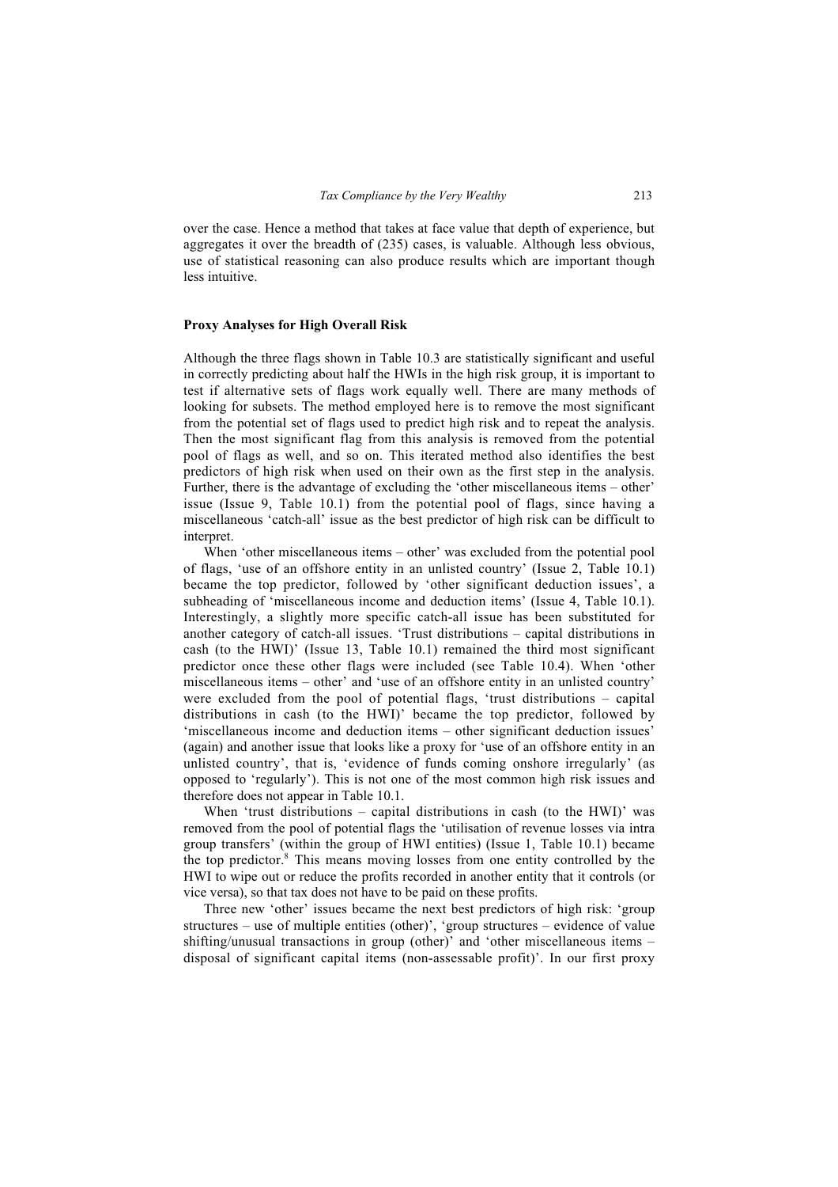over the case. Hence a method that takes at face value that depth of experience, but aggregates it over the breadth of (235) cases, is valuable. Although less obvious, use of statistical reasoning can also produce results which are important though less intuitive.

### Proxy Analyses for High Overall Risk

Although the three flags shown in Table 10.3 are statistically significant and useful in correctly predicting about half the HWIs in the high risk group, it is important to test if alternative sets of flags work equally well. There are many methods of looking for subsets. The method employed here is to remove the most significant from the potential set of flags used to predict high risk and to repeat the analysis. Then the most significant flag from this analysis is removed from the potential pool of flags as well, and so on. This iterated method also identifies the best predictors of high risk when used on their own as the first step in the analysis. Further, there is the advantage of excluding the 'other miscellaneous items – other' issue (Issue 9, Table 10.1) from the potential pool of flags, since having a miscellaneous 'catch-all' issue as the best predictor of high risk can be difficult to interpret.

When 'other miscellaneous items – other' was excluded from the potential pool of flags, 'use of an offshore entity in an unlisted country' (Issue 2, Table 10.1) became the top predictor, followed by 'other significant deduction issues', a subheading of 'miscellaneous income and deduction items' (Issue 4, Table 10.1). Interestingly, a slightly more specific catch-all issue has been substituted for another category of catch-all issues. 'Trust distributions – capital distributions in cash (to the HWI)' (Issue 13, Table 10.1) remained the third most significant predictor once these other flags were included (see Table 10.4). When 'other miscellaneous items – other' and 'use of an offshore entity in an unlisted country' were excluded from the pool of potential flags, 'trust distributions – capital distributions in cash (to the HWI)' became the top predictor, followed by 'miscellaneous income and deduction items – other significant deduction issues' (again) and another issue that looks like a proxy for 'use of an offshore entity in an unlisted country', that is, 'evidence of funds coming onshore irregularly' (as opposed to 'regularly'). This is not one of the most common high risk issues and therefore does not appear in Table 10.1.

When 'trust distributions – capital distributions in cash (to the HWI)' was removed from the pool of potential flags the 'utilisation of revenue losses via intra group transfers' (within the group of HWI entities) (Issue 1, Table 10.1) became the top predictor.[8] This means moving losses from one entity controlled by the HWI to wipe out or reduce the profits recorded in another entity that it controls (or vice versa), so that tax does not have to be paid on these profits.

Three new 'other' issues became the next best predictors of high risk: 'group structures – use of multiple entities (other)', 'group structures – evidence of value shifting/unusual transactions in group (other)' and 'other miscellaneous items – disposal of significant capital items (non-assessable profit)'. In our first proxy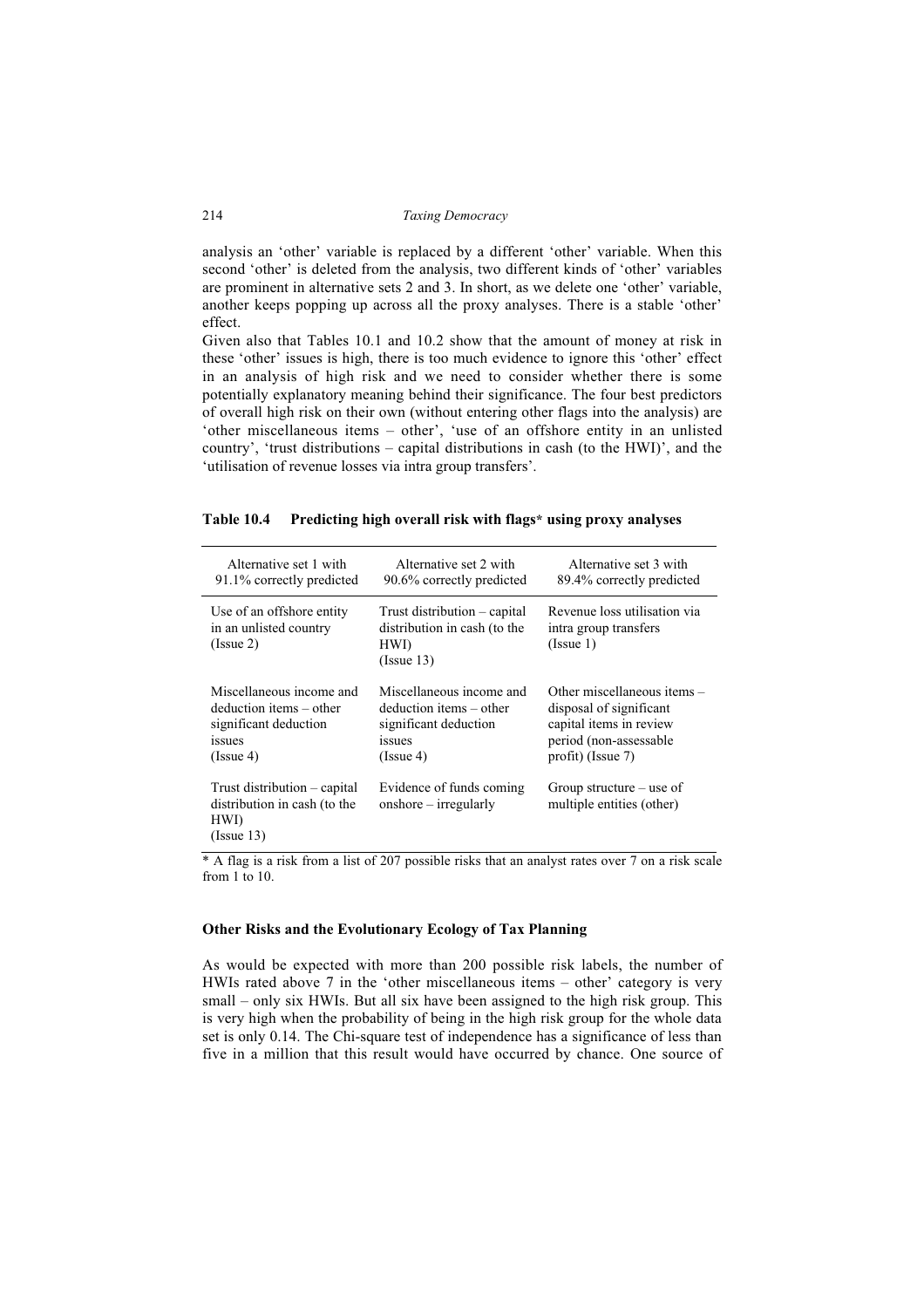analysis an 'other' variable is replaced by a different 'other' variable. When this second 'other' is deleted from the analysis, two different kinds of 'other' variables are prominent in alternative sets 2 and 3. In short, as we delete one 'other' variable, another keeps popping up across all the proxy analyses. There is a stable 'other' effect.

Given also that Tables 10.1 and 10.2 show that the amount of money at risk in these 'other' issues is high, there is too much evidence to ignore this 'other' effect in an analysis of high risk and we need to consider whether there is some potentially explanatory meaning behind their significance. The four best predictors of overall high risk on their own (without entering other flags into the analysis) are 'other miscellaneous items – other', 'use of an offshore entity in an unlisted country', 'trust distributions – capital distributions in cash (to the HWI)', and the 'utilisation of revenue losses via intra group transfers'.

**Table 10.4 Predicting high overall risk with flags\* using proxy analyses**

| Alternative set 1 with 91.1% correctly predicted | Alternative set 2 with 90.6% correctly predicted | Alternative set 3 with 89.4% correctly predicted |
|---|---|---|
| Use of an offshore entity in an unlisted country (Issue 2) | Trust distribution – capital distribution in cash (to the HWI) (Issue 13) | Revenue loss utilisation via intra group transfers (Issue 1) |
| Miscellaneous income and deduction items – other significant deduction issues (Issue 4) | Miscellaneous income and deduction items – other significant deduction issues (Issue 4) | Other miscellaneous items – disposal of significant capital items in review period (non-assessable profit) (Issue 7) |
| Trust distribution – capital distribution in cash (to the HWI) (Issue 13) | Evidence of funds coming onshore – irregularly | Group structure – use of multiple entities (other) |

\* A flag is a risk from a list of 207 possible risks that an analyst rates over 7 on a risk scale from 1 to 10.

### Other Risks and the Evolutionary Ecology of Tax Planning

As would be expected with more than 200 possible risk labels, the number of HWIs rated above 7 in the 'other miscellaneous items – other' category is very small – only six HWIs. But all six have been assigned to the high risk group. This is very high when the probability of being in the high risk group for the whole data set is only 0.14. The Chi-square test of independence has a significance of less than five in a million that this result would have occurred by chance. One source of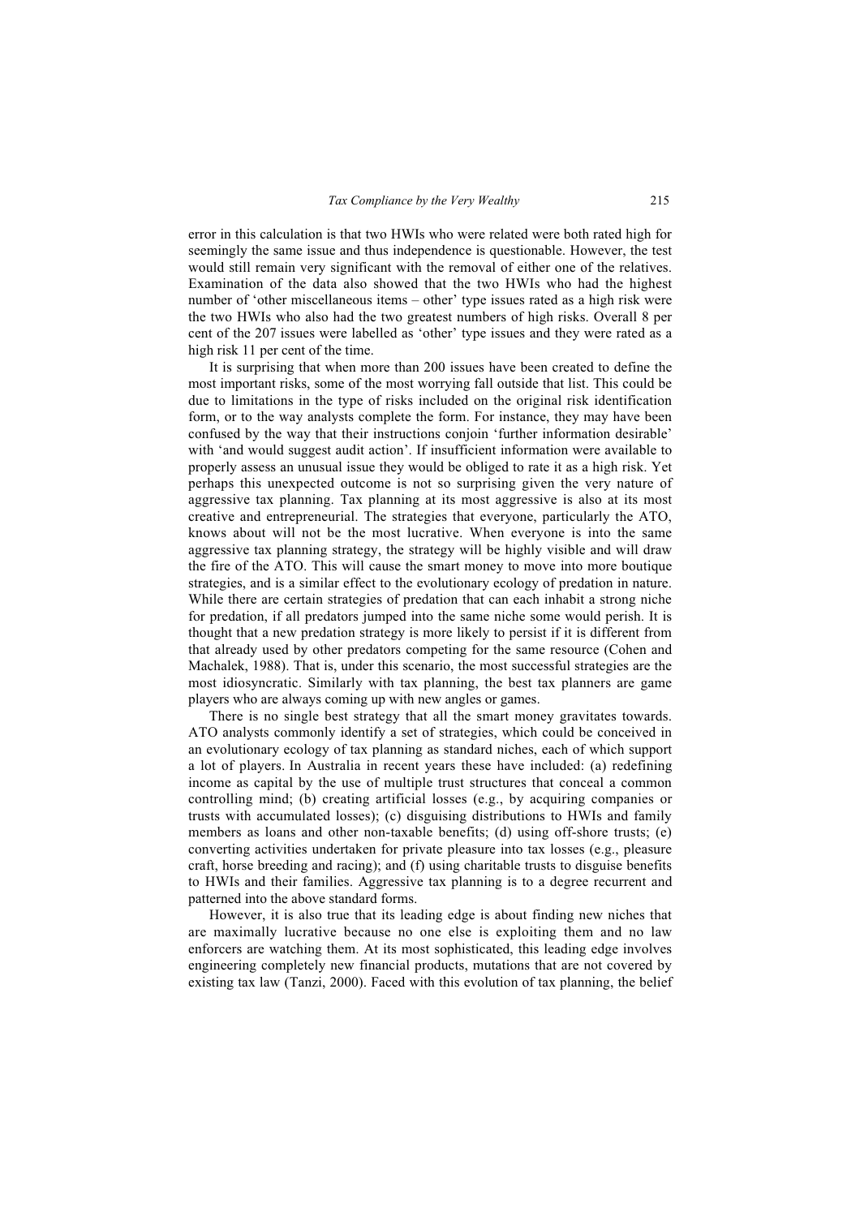error in this calculation is that two HWIs who were related were both rated high for seemingly the same issue and thus independence is questionable. However, the test would still remain very significant with the removal of either one of the relatives. Examination of the data also showed that the two HWIs who had the highest number of 'other miscellaneous items – other' type issues rated as a high risk were the two HWIs who also had the two greatest numbers of high risks. Overall 8 per cent of the 207 issues were labelled as 'other' type issues and they were rated as a high risk 11 per cent of the time.

It is surprising that when more than 200 issues have been created to define the most important risks, some of the most worrying fall outside that list. This could be due to limitations in the type of risks included on the original risk identification form, or to the way analysts complete the form. For instance, they may have been confused by the way that their instructions conjoin 'further information desirable' with 'and would suggest audit action'. If insufficient information were available to properly assess an unusual issue they would be obliged to rate it as a high risk. Yet perhaps this unexpected outcome is not so surprising given the very nature of aggressive tax planning. Tax planning at its most aggressive is also at its most creative and entrepreneurial. The strategies that everyone, particularly the ATO, knows about will not be the most lucrative. When everyone is into the same aggressive tax planning strategy, the strategy will be highly visible and will draw the fire of the ATO. This will cause the smart money to move into more boutique strategies, and is a similar effect to the evolutionary ecology of predation in nature. While there are certain strategies of predation that can each inhabit a strong niche for predation, if all predators jumped into the same niche some would perish. It is thought that a new predation strategy is more likely to persist if it is different from that already used by other predators competing for the same resource (Cohen and Machalek, 1988). That is, under this scenario, the most successful strategies are the most idiosyncratic. Similarly with tax planning, the best tax planners are game players who are always coming up with new angles or games.

There is no single best strategy that all the smart money gravitates towards. ATO analysts commonly identify a set of strategies, which could be conceived in an evolutionary ecology of tax planning as standard niches, each of which support a lot of players. In Australia in recent years these have included: (a) redefining income as capital by the use of multiple trust structures that conceal a common controlling mind; (b) creating artificial losses (e.g., by acquiring companies or trusts with accumulated losses); (c) disguising distributions to HWIs and family members as loans and other non-taxable benefits; (d) using off-shore trusts; (e) converting activities undertaken for private pleasure into tax losses (e.g., pleasure craft, horse breeding and racing); and (f) using charitable trusts to disguise benefits to HWIs and their families. Aggressive tax planning is to a degree recurrent and patterned into the above standard forms.

However, it is also true that its leading edge is about finding new niches that are maximally lucrative because no one else is exploiting them and no law enforcers are watching them. At its most sophisticated, this leading edge involves engineering completely new financial products, mutations that are not covered by existing tax law (Tanzi, 2000). Faced with this evolution of tax planning, the belief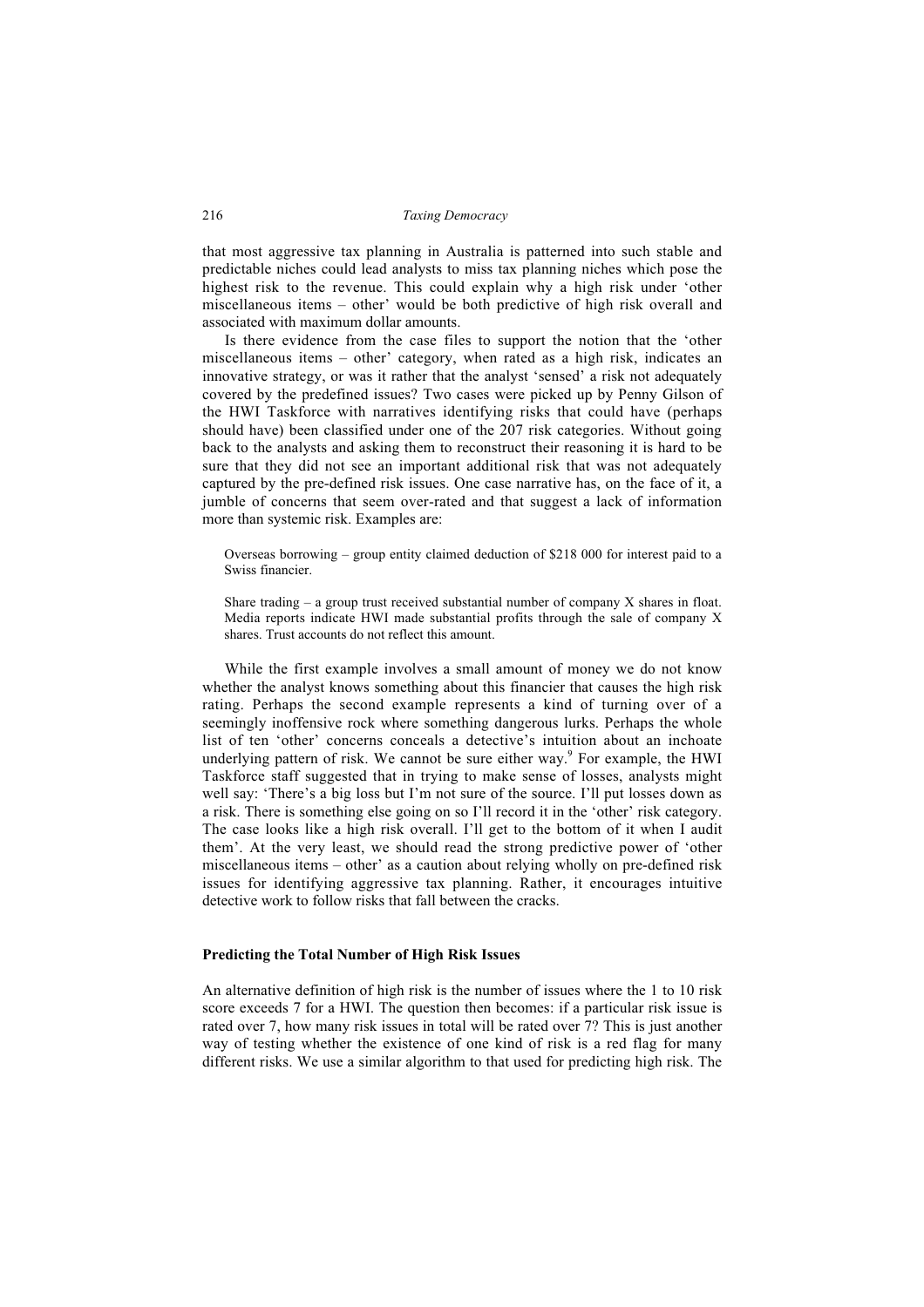that most aggressive tax planning in Australia is patterned into such stable and predictable niches could lead analysts to miss tax planning niches which pose the highest risk to the revenue. This could explain why a high risk under 'other miscellaneous items – other' would be both predictive of high risk overall and associated with maximum dollar amounts.

Is there evidence from the case files to support the notion that the 'other miscellaneous items – other' category, when rated as a high risk, indicates an innovative strategy, or was it rather that the analyst 'sensed' a risk not adequately covered by the predefined issues? Two cases were picked up by Penny Gilson of the HWI Taskforce with narratives identifying risks that could have (perhaps should have) been classified under one of the 207 risk categories. Without going back to the analysts and asking them to reconstruct their reasoning it is hard to be sure that they did not see an important additional risk that was not adequately captured by the pre-defined risk issues. One case narrative has, on the face of it, a jumble of concerns that seem over-rated and that suggest a lack of information more than systemic risk. Examples are:

> Overseas borrowing – group entity claimed deduction of $218 000 for interest paid to a Swiss financier.
>
> Share trading – a group trust received substantial number of company X shares in float. Media reports indicate HWI made substantial profits through the sale of company X shares. Trust accounts do not reflect this amount.

While the first example involves a small amount of money we do not know whether the analyst knows something about this financier that causes the high risk rating. Perhaps the second example represents a kind of turning over of a seemingly inoffensive rock where something dangerous lurks. Perhaps the whole list of ten 'other' concerns conceals a detective's intuition about an inchoate underlying pattern of risk. We cannot be sure either way.[9] For example, the HWI Taskforce staff suggested that in trying to make sense of losses, analysts might well say: 'There's a big loss but I'm not sure of the source. I'll put losses down as a risk. There is something else going on so I'll record it in the 'other' risk category. The case looks like a high risk overall. I'll get to the bottom of it when I audit them'. At the very least, we should read the strong predictive power of 'other miscellaneous items – other' as a caution about relying wholly on pre-defined risk issues for identifying aggressive tax planning. Rather, it encourages intuitive detective work to follow risks that fall between the cracks.

### Predicting the Total Number of High Risk Issues

An alternative definition of high risk is the number of issues where the 1 to 10 risk score exceeds 7 for a HWI. The question then becomes: if a particular risk issue is rated over 7, how many risk issues in total will be rated over 7? This is just another way of testing whether the existence of one kind of risk is a red flag for many different risks. We use a similar algorithm to that used for predicting high risk. The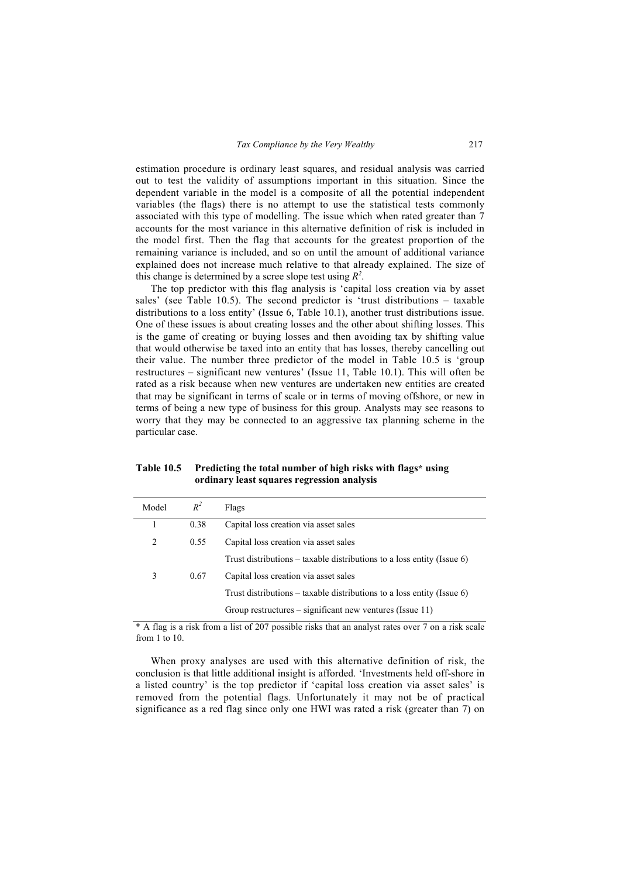estimation procedure is ordinary least squares, and residual analysis was carried out to test the validity of assumptions important in this situation. Since the dependent variable in the model is a composite of all the potential independent variables (the flags) there is no attempt to use the statistical tests commonly associated with this type of modelling. The issue which when rated greater than 7 accounts for the most variance in this alternative definition of risk is included in the model first. Then the flag that accounts for the greatest proportion of the remaining variance is included, and so on until the amount of additional variance explained does not increase much relative to that already explained. The size of this change is determined by a scree slope test using $R^2$.

The top predictor with this flag analysis is 'capital loss creation via by asset sales' (see Table 10.5). The second predictor is 'trust distributions – taxable distributions to a loss entity' (Issue 6, Table 10.1), another trust distributions issue. One of these issues is about creating losses and the other about shifting losses. This is the game of creating or buying losses and then avoiding tax by shifting value that would otherwise be taxed into an entity that has losses, thereby cancelling out their value. The number three predictor of the model in Table 10.5 is 'group restructures – significant new ventures' (Issue 11, Table 10.1). This will often be rated as a risk because when new ventures are undertaken new entities are created that may be significant in terms of scale or in terms of moving offshore, or new in terms of being a new type of business for this group. Analysts may see reasons to worry that they may be connected to an aggressive tax planning scheme in the particular case.

**Table 10.5 Predicting the total number of high risks with flags\* using ordinary least squares regression analysis**

| Model | $R^2$ | Flags |
|---|---|---|
| 1 | 0.38 | Capital loss creation via asset sales |
| 2 | 0.55 | Capital loss creation via asset sales |
| | | Trust distributions – taxable distributions to a loss entity (Issue 6) |
| 3 | 0.67 | Capital loss creation via asset sales |
| | | Trust distributions – taxable distributions to a loss entity (Issue 6) |
| | | Group restructures – significant new ventures (Issue 11) |

\* A flag is a risk from a list of 207 possible risks that an analyst rates over 7 on a risk scale from 1 to 10.

When proxy analyses are used with this alternative definition of risk, the conclusion is that little additional insight is afforded. 'Investments held off-shore in a listed country' is the top predictor if 'capital loss creation via asset sales' is removed from the potential flags. Unfortunately it may not be of practical significance as a red flag since only one HWI was rated a risk (greater than 7) on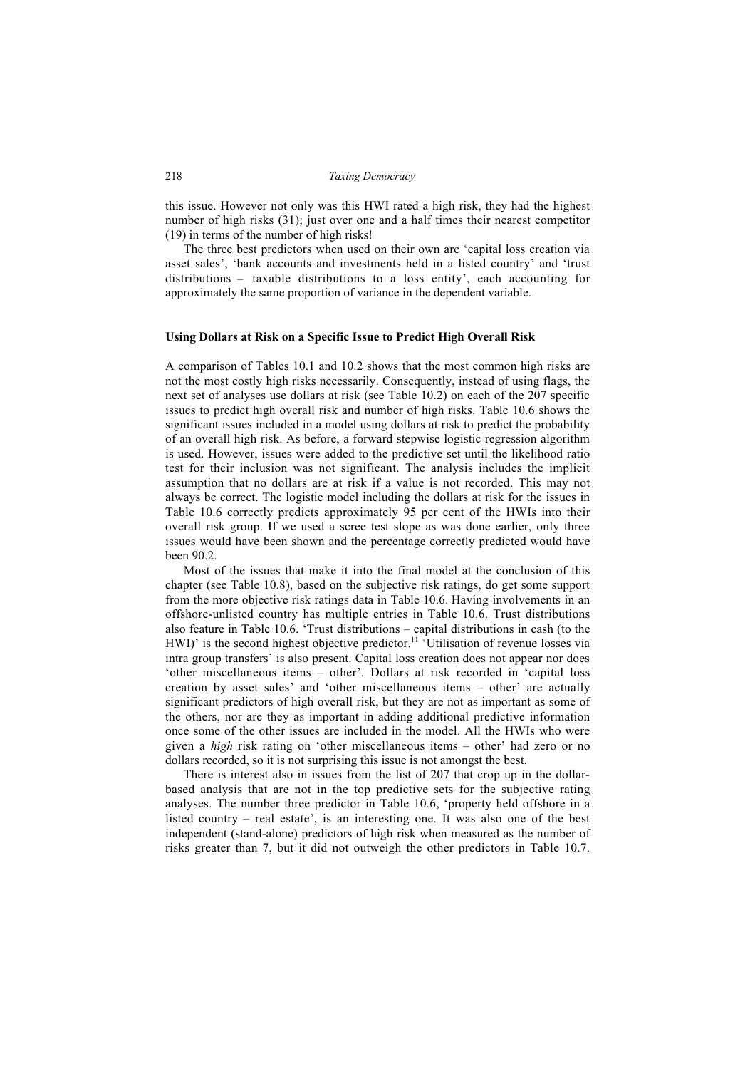this issue. However not only was this HWI rated a high risk, they had the highest number of high risks (31); just over one and a half times their nearest competitor (19) in terms of the number of high risks!

The three best predictors when used on their own are 'capital loss creation via asset sales', 'bank accounts and investments held in a listed country' and 'trust distributions – taxable distributions to a loss entity', each accounting for approximately the same proportion of variance in the dependent variable.

### Using Dollars at Risk on a Specific Issue to Predict High Overall Risk

A comparison of Tables 10.1 and 10.2 shows that the most common high risks are not the most costly high risks necessarily. Consequently, instead of using flags, the next set of analyses use dollars at risk (see Table 10.2) on each of the 207 specific issues to predict high overall risk and number of high risks. Table 10.6 shows the significant issues included in a model using dollars at risk to predict the probability of an overall high risk. As before, a forward stepwise logistic regression algorithm is used. However, issues were added to the predictive set until the likelihood ratio test for their inclusion was not significant. The analysis includes the implicit assumption that no dollars are at risk if a value is not recorded. This may not always be correct. The logistic model including the dollars at risk for the issues in Table 10.6 correctly predicts approximately 95 per cent of the HWIs into their overall risk group. If we used a scree test slope as was done earlier, only three issues would have been shown and the percentage correctly predicted would have been 90.2.

Most of the issues that make it into the final model at the conclusion of this chapter (see Table 10.8), based on the subjective risk ratings, do get some support from the more objective risk ratings data in Table 10.6. Having involvements in an offshore-unlisted country has multiple entries in Table 10.6. Trust distributions also feature in Table 10.6. 'Trust distributions – capital distributions in cash (to the HWI)' is the second highest objective predictor.[11] 'Utilisation of revenue losses via intra group transfers' is also present. Capital loss creation does not appear nor does 'other miscellaneous items – other'. Dollars at risk recorded in 'capital loss creation by asset sales' and 'other miscellaneous items – other' are actually significant predictors of high overall risk, but they are not as important as some of the others, nor are they as important in adding additional predictive information once some of the other issues are included in the model. All the HWIs who were given a *high* risk rating on 'other miscellaneous items – other' had zero or no dollars recorded, so it is not surprising this issue is not amongst the best.

There is interest also in issues from the list of 207 that crop up in the dollar-based analysis that are not in the top predictive sets for the subjective rating analyses. The number three predictor in Table 10.6, 'property held offshore in a listed country – real estate', is an interesting one. It was also one of the best independent (stand-alone) predictors of high risk when measured as the number of risks greater than 7, but it did not outweigh the other predictors in Table 10.7.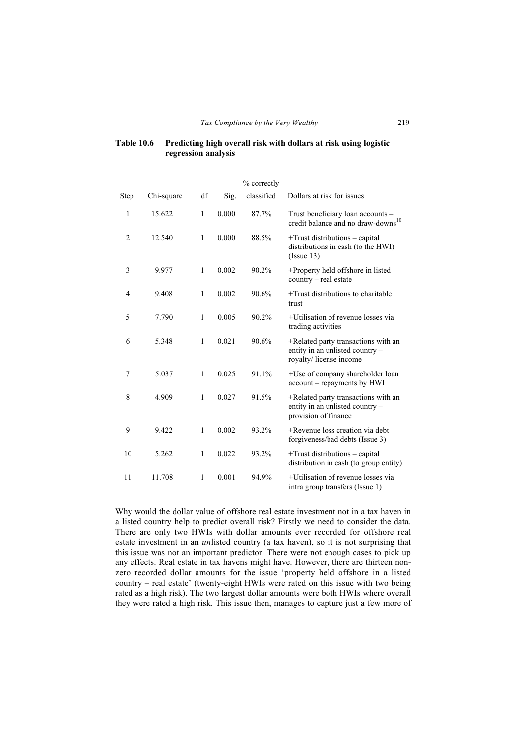**Table 10.6 Predicting high overall risk with dollars at risk using logistic regression analysis**

| Step | Chi-square | df | Sig. | % correctly classified | Dollars at risk for issues |
|---|---|---|---|---|---|
| 1 | 15.622 | 1 | 0.000 | 87.7% | Trust beneficiary loan accounts – credit balance and no draw-downs[10] |
| 2 | 12.540 | 1 | 0.000 | 88.5% | +Trust distributions – capital distributions in cash (to the HWI) (Issue 13) |
| 3 | 9.977 | 1 | 0.002 | 90.2% | +Property held offshore in listed country – real estate |
| 4 | 9.408 | 1 | 0.002 | 90.6% | +Trust distributions to charitable trust |
| 5 | 7.790 | 1 | 0.005 | 90.2% | +Utilisation of revenue losses via trading activities |
| 6 | 5.348 | 1 | 0.021 | 90.6% | +Related party transactions with an entity in an unlisted country – royalty/ license income |
| 7 | 5.037 | 1 | 0.025 | 91.1% | +Use of company shareholder loan account – repayments by HWI |
| 8 | 4.909 | 1 | 0.027 | 91.5% | +Related party transactions with an entity in an unlisted country – provision of finance |
| 9 | 9.422 | 1 | 0.002 | 93.2% | +Revenue loss creation via debt forgiveness/bad debts (Issue 3) |
| 10 | 5.262 | 1 | 0.022 | 93.2% | +Trust distributions – capital distribution in cash (to group entity) |
| 11 | 11.708 | 1 | 0.001 | 94.9% | +Utilisation of revenue losses via intra group transfers (Issue 1) |

Why would the dollar value of offshore real estate investment not in a tax haven in a listed country help to predict overall risk? Firstly we need to consider the data. There are only two HWIs with dollar amounts ever recorded for offshore real estate investment in an *un*listed country (a tax haven), so it is not surprising that this issue was not an important predictor. There were not enough cases to pick up any effects. Real estate in tax havens might have. However, there are thirteen non-zero recorded dollar amounts for the issue 'property held offshore in a listed country – real estate' (twenty-eight HWIs were rated on this issue with two being rated as a high risk). The two largest dollar amounts were both HWIs where overall they were rated a high risk. This issue then, manages to capture just a few more of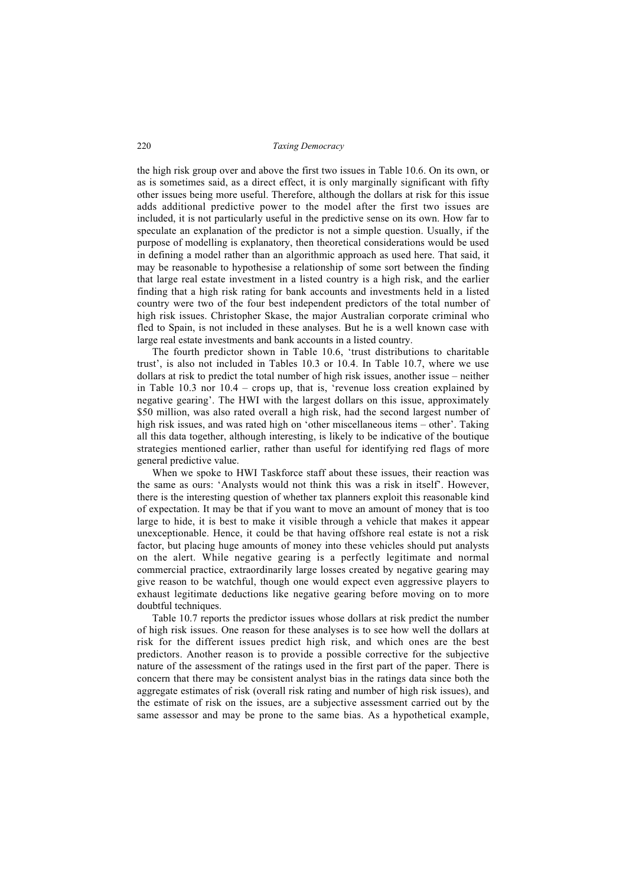the high risk group over and above the first two issues in Table 10.6. On its own, or as is sometimes said, as a direct effect, it is only marginally significant with fifty other issues being more useful. Therefore, although the dollars at risk for this issue adds additional predictive power to the model after the first two issues are included, it is not particularly useful in the predictive sense on its own. How far to speculate an explanation of the predictor is not a simple question. Usually, if the purpose of modelling is explanatory, then theoretical considerations would be used in defining a model rather than an algorithmic approach as used here. That said, it may be reasonable to hypothesise a relationship of some sort between the finding that large real estate investment in a listed country is a high risk, and the earlier finding that a high risk rating for bank accounts and investments held in a listed country were two of the four best independent predictors of the total number of high risk issues. Christopher Skase, the major Australian corporate criminal who fled to Spain, is not included in these analyses. But he is a well known case with large real estate investments and bank accounts in a listed country.

The fourth predictor shown in Table 10.6, 'trust distributions to charitable trust', is also not included in Tables 10.3 or 10.4. In Table 10.7, where we use dollars at risk to predict the total number of high risk issues, another issue – neither in Table 10.3 nor 10.4 – crops up, that is, 'revenue loss creation explained by negative gearing'. The HWI with the largest dollars on this issue, approximately \$50 million, was also rated overall a high risk, had the second largest number of high risk issues, and was rated high on 'other miscellaneous items – other'. Taking all this data together, although interesting, is likely to be indicative of the boutique strategies mentioned earlier, rather than useful for identifying red flags of more general predictive value.

When we spoke to HWI Taskforce staff about these issues, their reaction was the same as ours: 'Analysts would not think this was a risk in itself'. However, there is the interesting question of whether tax planners exploit this reasonable kind of expectation. It may be that if you want to move an amount of money that is too large to hide, it is best to make it visible through a vehicle that makes it appear unexceptionable. Hence, it could be that having offshore real estate is not a risk factor, but placing huge amounts of money into these vehicles should put analysts on the alert. While negative gearing is a perfectly legitimate and normal commercial practice, extraordinarily large losses created by negative gearing may give reason to be watchful, though one would expect even aggressive players to exhaust legitimate deductions like negative gearing before moving on to more doubtful techniques.

Table 10.7 reports the predictor issues whose dollars at risk predict the number of high risk issues. One reason for these analyses is to see how well the dollars at risk for the different issues predict high risk, and which ones are the best predictors. Another reason is to provide a possible corrective for the subjective nature of the assessment of the ratings used in the first part of the paper. There is concern that there may be consistent analyst bias in the ratings data since both the aggregate estimates of risk (overall risk rating and number of high risk issues), and the estimate of risk on the issues, are a subjective assessment carried out by the same assessor and may be prone to the same bias. As a hypothetical example,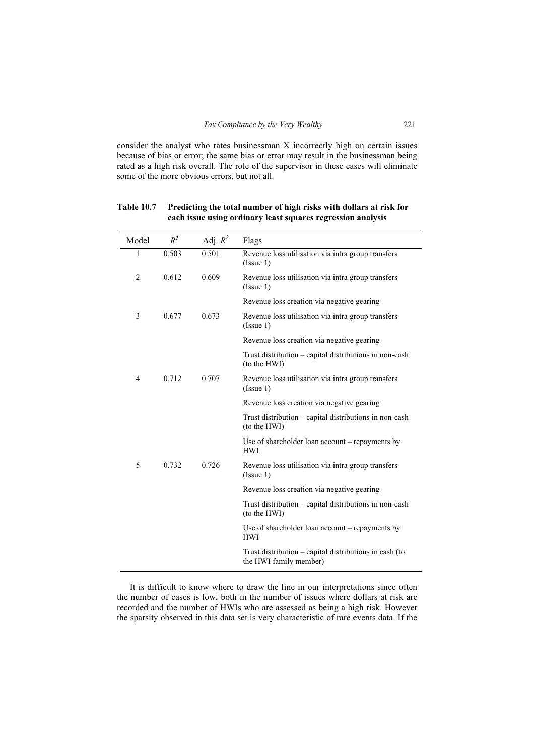consider the analyst who rates businessman X incorrectly high on certain issues because of bias or error; the same bias or error may result in the businessman being rated as a high risk overall. The role of the supervisor in these cases will eliminate some of the more obvious errors, but not all.

**Table 10.7 Predicting the total number of high risks with dollars at risk for each issue using ordinary least squares regression analysis**

| Model | $R^2$ | Adj. $R^2$ | Flags |
|---|---|---|---|
| 1 | 0.503 | 0.501 | Revenue loss utilisation via intra group transfers (Issue 1) |
| 2 | 0.612 | 0.609 | Revenue loss utilisation via intra group transfers (Issue 1) |
| | | | Revenue loss creation via negative gearing |
| 3 | 0.677 | 0.673 | Revenue loss utilisation via intra group transfers (Issue 1) |
| | | | Revenue loss creation via negative gearing |
| | | | Trust distribution – capital distributions in non-cash (to the HWI) |
| 4 | 0.712 | 0.707 | Revenue loss utilisation via intra group transfers (Issue 1) |
| | | | Revenue loss creation via negative gearing |
| | | | Trust distribution – capital distributions in non-cash (to the HWI) |
| | | | Use of shareholder loan account – repayments by HWI |
| 5 | 0.732 | 0.726 | Revenue loss utilisation via intra group transfers (Issue 1) |
| | | | Revenue loss creation via negative gearing |
| | | | Trust distribution – capital distributions in non-cash (to the HWI) |
| | | | Use of shareholder loan account – repayments by HWI |
| | | | Trust distribution – capital distributions in cash (to the HWI family member) |

It is difficult to know where to draw the line in our interpretations since often the number of cases is low, both in the number of issues where dollars at risk are recorded and the number of HWIs who are assessed as being a high risk. However the sparsity observed in this data set is very characteristic of rare events data. If the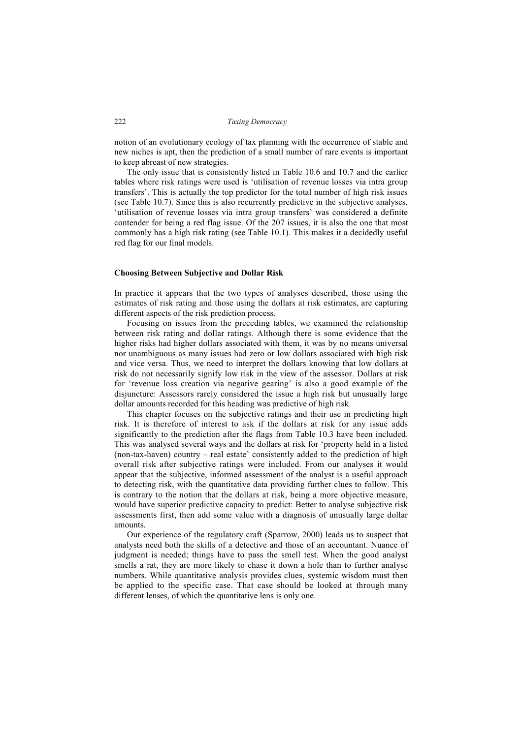notion of an evolutionary ecology of tax planning with the occurrence of stable and new niches is apt, then the prediction of a small number of rare events is important to keep abreast of new strategies.

The only issue that is consistently listed in Table 10.6 and 10.7 and the earlier tables where risk ratings were used is 'utilisation of revenue losses via intra group transfers'. This is actually the top predictor for the total number of high risk issues (see Table 10.7). Since this is also recurrently predictive in the subjective analyses, 'utilisation of revenue losses via intra group transfers' was considered a definite contender for being a red flag issue. Of the 207 issues, it is also the one that most commonly has a high risk rating (see Table 10.1). This makes it a decidedly useful red flag for our final models.

### Choosing Between Subjective and Dollar Risk

In practice it appears that the two types of analyses described, those using the estimates of risk rating and those using the dollars at risk estimates, are capturing different aspects of the risk prediction process.

Focusing on issues from the preceding tables, we examined the relationship between risk rating and dollar ratings. Although there is some evidence that the higher risks had higher dollars associated with them, it was by no means universal nor unambiguous as many issues had zero or low dollars associated with high risk and vice versa. Thus, we need to interpret the dollars knowing that low dollars at risk do not necessarily signify low risk in the view of the assessor. Dollars at risk for 'revenue loss creation via negative gearing' is also a good example of the disjuncture: Assessors rarely considered the issue a high risk but unusually large dollar amounts recorded for this heading was predictive of high risk.

This chapter focuses on the subjective ratings and their use in predicting high risk. It is therefore of interest to ask if the dollars at risk for any issue adds significantly to the prediction after the flags from Table 10.3 have been included. This was analysed several ways and the dollars at risk for 'property held in a listed (non-tax-haven) country – real estate' consistently added to the prediction of high overall risk after subjective ratings were included. From our analyses it would appear that the subjective, informed assessment of the analyst is a useful approach to detecting risk, with the quantitative data providing further clues to follow. This is contrary to the notion that the dollars at risk, being a more objective measure, would have superior predictive capacity to predict: Better to analyse subjective risk assessments first, then add some value with a diagnosis of unusually large dollar amounts.

Our experience of the regulatory craft (Sparrow, 2000) leads us to suspect that analysts need both the skills of a detective and those of an accountant. Nuance of judgment is needed; things have to pass the smell test. When the good analyst smells a rat, they are more likely to chase it down a hole than to further analyse numbers. While quantitative analysis provides clues, systemic wisdom must then be applied to the specific case. That case should be looked at through many different lenses, of which the quantitative lens is only one.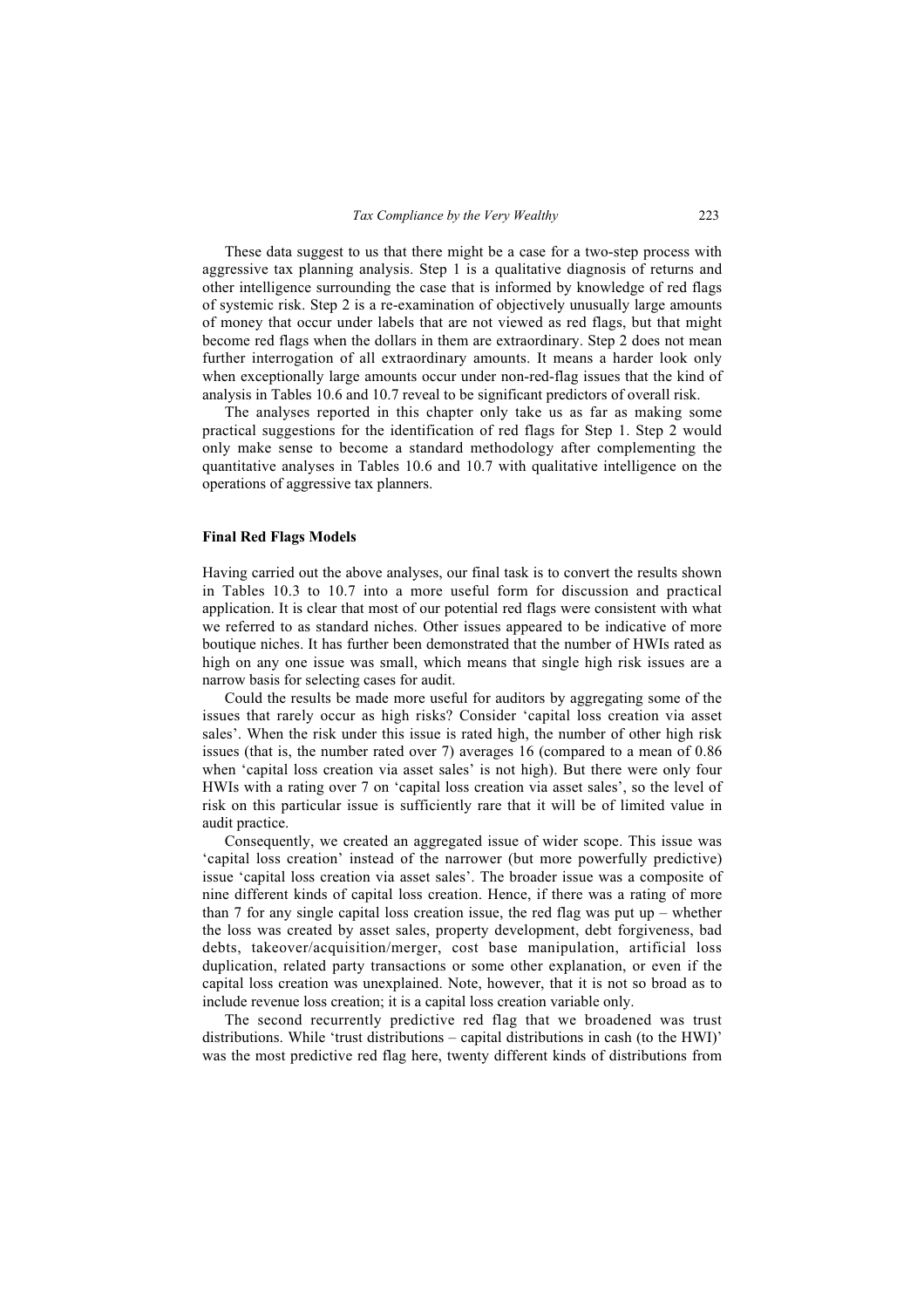These data suggest to us that there might be a case for a two-step process with aggressive tax planning analysis. Step 1 is a qualitative diagnosis of returns and other intelligence surrounding the case that is informed by knowledge of red flags of systemic risk. Step 2 is a re-examination of objectively unusually large amounts of money that occur under labels that are not viewed as red flags, but that might become red flags when the dollars in them are extraordinary. Step 2 does not mean further interrogation of all extraordinary amounts. It means a harder look only when exceptionally large amounts occur under non-red-flag issues that the kind of analysis in Tables 10.6 and 10.7 reveal to be significant predictors of overall risk.

The analyses reported in this chapter only take us as far as making some practical suggestions for the identification of red flags for Step 1. Step 2 would only make sense to become a standard methodology after complementing the quantitative analyses in Tables 10.6 and 10.7 with qualitative intelligence on the operations of aggressive tax planners.

## Final Red Flags Models

Having carried out the above analyses, our final task is to convert the results shown in Tables 10.3 to 10.7 into a more useful form for discussion and practical application. It is clear that most of our potential red flags were consistent with what we referred to as standard niches. Other issues appeared to be indicative of more boutique niches. It has further been demonstrated that the number of HWIs rated as high on any one issue was small, which means that single high risk issues are a narrow basis for selecting cases for audit.

Could the results be made more useful for auditors by aggregating some of the issues that rarely occur as high risks? Consider 'capital loss creation via asset sales'. When the risk under this issue is rated high, the number of other high risk issues (that is, the number rated over 7) averages 16 (compared to a mean of 0.86 when 'capital loss creation via asset sales' is not high). But there were only four HWIs with a rating over 7 on 'capital loss creation via asset sales', so the level of risk on this particular issue is sufficiently rare that it will be of limited value in audit practice.

Consequently, we created an aggregated issue of wider scope. This issue was 'capital loss creation' instead of the narrower (but more powerfully predictive) issue 'capital loss creation via asset sales'. The broader issue was a composite of nine different kinds of capital loss creation. Hence, if there was a rating of more than 7 for any single capital loss creation issue, the red flag was put up – whether the loss was created by asset sales, property development, debt forgiveness, bad debts, takeover/acquisition/merger, cost base manipulation, artificial loss duplication, related party transactions or some other explanation, or even if the capital loss creation was unexplained. Note, however, that it is not so broad as to include revenue loss creation; it is a capital loss creation variable only.

The second recurrently predictive red flag that we broadened was trust distributions. While 'trust distributions – capital distributions in cash (to the HWI)' was the most predictive red flag here, twenty different kinds of distributions from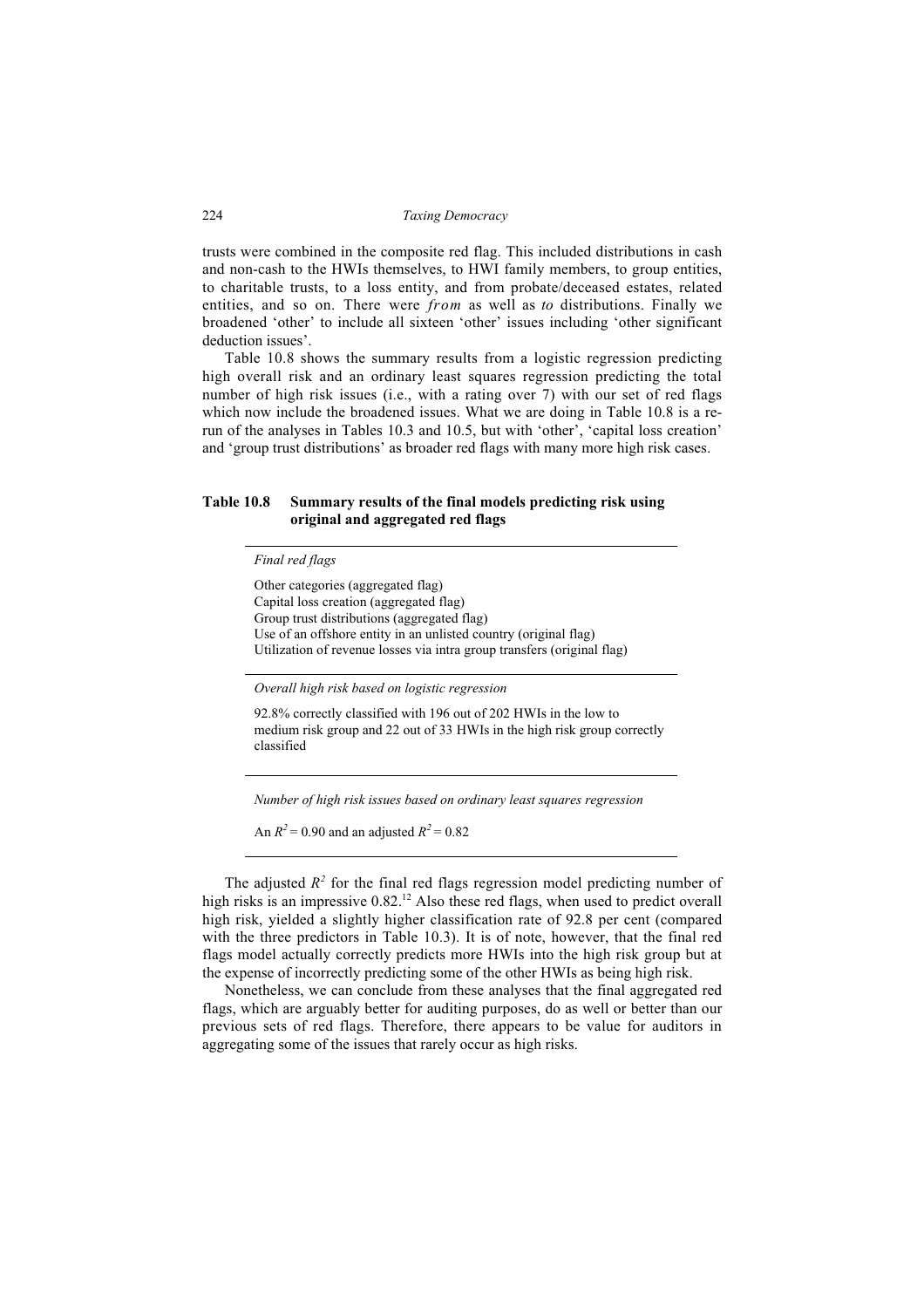trusts were combined in the composite red flag. This included distributions in cash and non-cash to the HWIs themselves, to HWI family members, to group entities, to charitable trusts, to a loss entity, and from probate/deceased estates, related entities, and so on. There were *from* as well as *to* distributions. Finally we broadened 'other' to include all sixteen 'other' issues including 'other significant deduction issues'.

Table 10.8 shows the summary results from a logistic regression predicting high overall risk and an ordinary least squares regression predicting the total number of high risk issues (i.e., with a rating over 7) with our set of red flags which now include the broadened issues. What we are doing in Table 10.8 is a re-run of the analyses in Tables 10.3 and 10.5, but with 'other', 'capital loss creation' and 'group trust distributions' as broader red flags with many more high risk cases.

**Table 10.8 Summary results of the final models predicting risk using original and aggregated red flags**

| *Final red flags* |
|---|
| Other categories (aggregated flag)<br>Capital loss creation (aggregated flag)<br>Group trust distributions (aggregated flag)<br>Use of an offshore entity in an unlisted country (original flag)<br>Utilization of revenue losses via intra group transfers (original flag) |
| *Overall high risk based on logistic regression* |
| 92.8% correctly classified with 196 out of 202 HWIs in the low to medium risk group and 22 out of 33 HWIs in the high risk group correctly classified |
| *Number of high risk issues based on ordinary least squares regression* |
| An $R^2 = 0.90$ and an adjusted $R^2 = 0.82$ |

The adjusted $R^2$ for the final red flags regression model predicting number of high risks is an impressive 0.82.[12] Also these red flags, when used to predict overall high risk, yielded a slightly higher classification rate of 92.8 per cent (compared with the three predictors in Table 10.3). It is of note, however, that the final red flags model actually correctly predicts more HWIs into the high risk group but at the expense of incorrectly predicting some of the other HWIs as being high risk.

Nonetheless, we can conclude from these analyses that the final aggregated red flags, which are arguably better for auditing purposes, do as well or better than our previous sets of red flags. Therefore, there appears to be value for auditors in aggregating some of the issues that rarely occur as high risks.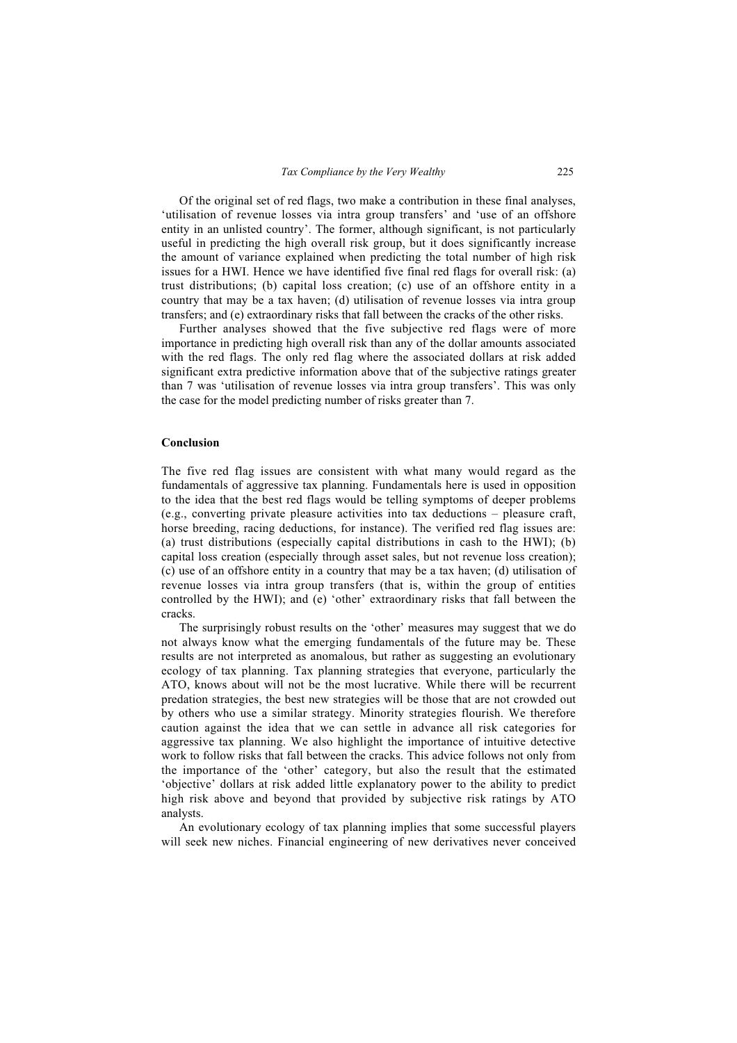Of the original set of red flags, two make a contribution in these final analyses, 'utilisation of revenue losses via intra group transfers' and 'use of an offshore entity in an unlisted country'. The former, although significant, is not particularly useful in predicting the high overall risk group, but it does significantly increase the amount of variance explained when predicting the total number of high risk issues for a HWI. Hence we have identified five final red flags for overall risk: (a) trust distributions; (b) capital loss creation; (c) use of an offshore entity in a country that may be a tax haven; (d) utilisation of revenue losses via intra group transfers; and (e) extraordinary risks that fall between the cracks of the other risks.

Further analyses showed that the five subjective red flags were of more importance in predicting high overall risk than any of the dollar amounts associated with the red flags. The only red flag where the associated dollars at risk added significant extra predictive information above that of the subjective ratings greater than 7 was 'utilisation of revenue losses via intra group transfers'. This was only the case for the model predicting number of risks greater than 7.

## Conclusion

The five red flag issues are consistent with what many would regard as the fundamentals of aggressive tax planning. Fundamentals here is used in opposition to the idea that the best red flags would be telling symptoms of deeper problems (e.g., converting private pleasure activities into tax deductions – pleasure craft, horse breeding, racing deductions, for instance). The verified red flag issues are: (a) trust distributions (especially capital distributions in cash to the HWI); (b) capital loss creation (especially through asset sales, but not revenue loss creation); (c) use of an offshore entity in a country that may be a tax haven; (d) utilisation of revenue losses via intra group transfers (that is, within the group of entities controlled by the HWI); and (e) 'other' extraordinary risks that fall between the cracks.

The surprisingly robust results on the 'other' measures may suggest that we do not always know what the emerging fundamentals of the future may be. These results are not interpreted as anomalous, but rather as suggesting an evolutionary ecology of tax planning. Tax planning strategies that everyone, particularly the ATO, knows about will not be the most lucrative. While there will be recurrent predation strategies, the best new strategies will be those that are not crowded out by others who use a similar strategy. Minority strategies flourish. We therefore caution against the idea that we can settle in advance all risk categories for aggressive tax planning. We also highlight the importance of intuitive detective work to follow risks that fall between the cracks. This advice follows not only from the importance of the 'other' category, but also the result that the estimated 'objective' dollars at risk added little explanatory power to the ability to predict high risk above and beyond that provided by subjective risk ratings by ATO analysts.

An evolutionary ecology of tax planning implies that some successful players will seek new niches. Financial engineering of new derivatives never conceived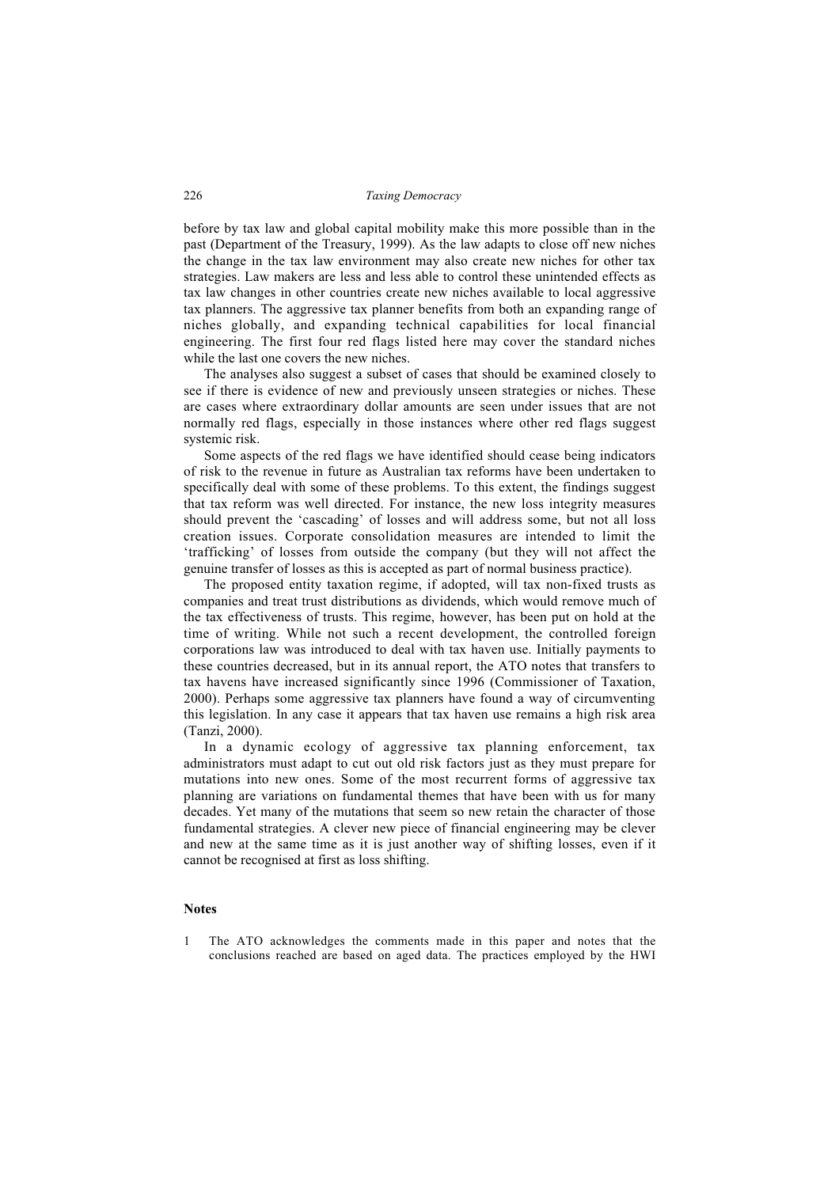before by tax law and global capital mobility make this more possible than in the past (Department of the Treasury, 1999). As the law adapts to close off new niches the change in the tax law environment may also create new niches for other tax strategies. Law makers are less and less able to control these unintended effects as tax law changes in other countries create new niches available to local aggressive tax planners. The aggressive tax planner benefits from both an expanding range of niches globally, and expanding technical capabilities for local financial engineering. The first four red flags listed here may cover the standard niches while the last one covers the new niches.

The analyses also suggest a subset of cases that should be examined closely to see if there is evidence of new and previously unseen strategies or niches. These are cases where extraordinary dollar amounts are seen under issues that are not normally red flags, especially in those instances where other red flags suggest systemic risk.

Some aspects of the red flags we have identified should cease being indicators of risk to the revenue in future as Australian tax reforms have been undertaken to specifically deal with some of these problems. To this extent, the findings suggest that tax reform was well directed. For instance, the new loss integrity measures should prevent the 'cascading' of losses and will address some, but not all loss creation issues. Corporate consolidation measures are intended to limit the 'trafficking' of losses from outside the company (but they will not affect the genuine transfer of losses as this is accepted as part of normal business practice).

The proposed entity taxation regime, if adopted, will tax non-fixed trusts as companies and treat trust distributions as dividends, which would remove much of the tax effectiveness of trusts. This regime, however, has been put on hold at the time of writing. While not such a recent development, the controlled foreign corporations law was introduced to deal with tax haven use. Initially payments to these countries decreased, but in its annual report, the ATO notes that transfers to tax havens have increased significantly since 1996 (Commissioner of Taxation, 2000). Perhaps some aggressive tax planners have found a way of circumventing this legislation. In any case it appears that tax haven use remains a high risk area (Tanzi, 2000).

In a dynamic ecology of aggressive tax planning enforcement, tax administrators must adapt to cut out old risk factors just as they must prepare for mutations into new ones. Some of the most recurrent forms of aggressive tax planning are variations on fundamental themes that have been with us for many decades. Yet many of the mutations that seem so new retain the character of those fundamental strategies. A clever new piece of financial engineering may be clever and new at the same time as it is just another way of shifting losses, even if it cannot be recognised at first as loss shifting.

### Notes

1 The ATO acknowledges the comments made in this paper and notes that the conclusions reached are based on aged data. The practices employed by the HWI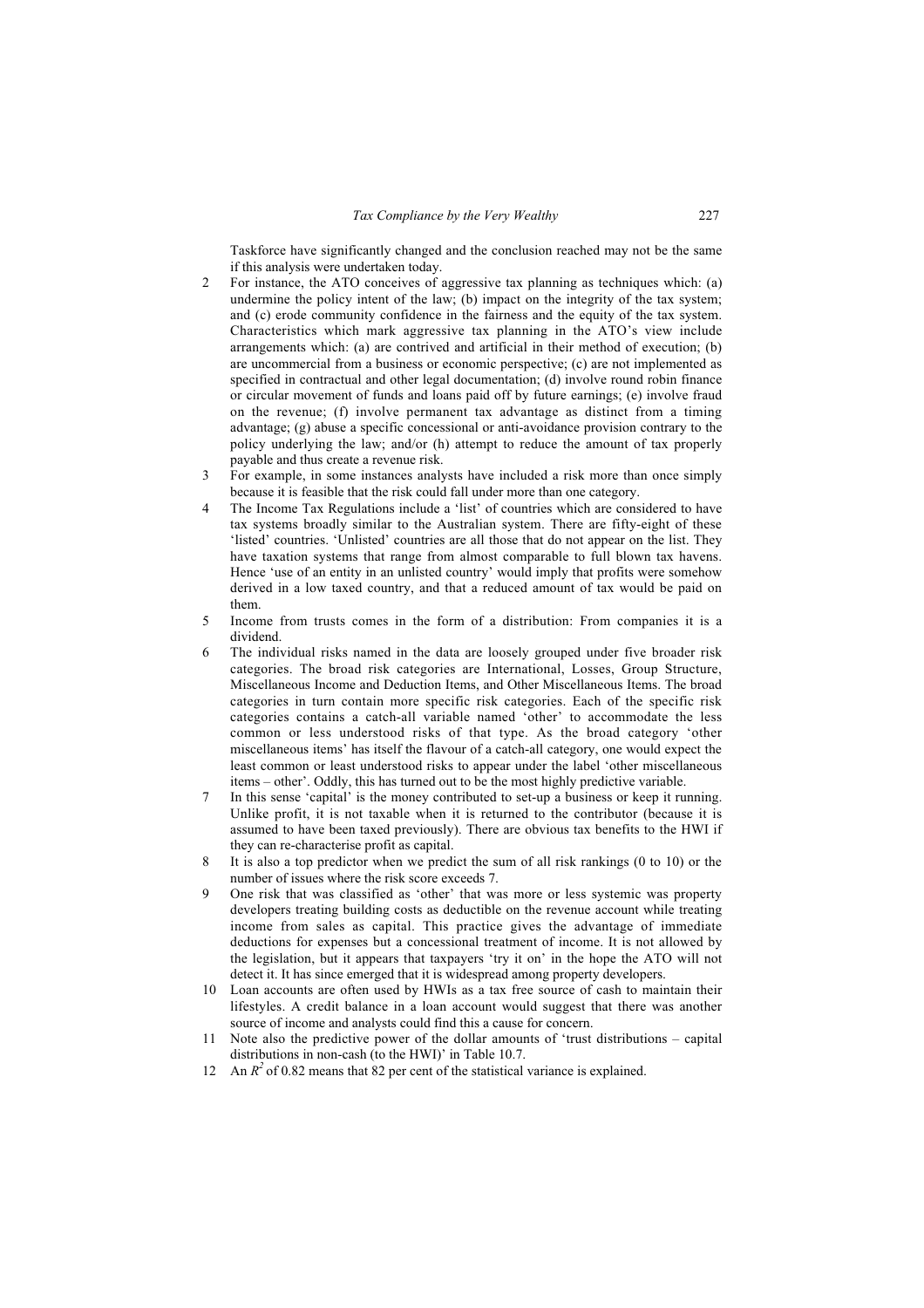Taskforce have significantly changed and the conclusion reached may not be the same if this analysis were undertaken today.

2 For instance, the ATO conceives of aggressive tax planning as techniques which: (a) undermine the policy intent of the law; (b) impact on the integrity of the tax system; and (c) erode community confidence in the fairness and the equity of the tax system. Characteristics which mark aggressive tax planning in the ATO's view include arrangements which: (a) are contrived and artificial in their method of execution; (b) are uncommercial from a business or economic perspective; (c) are not implemented as specified in contractual and other legal documentation; (d) involve round robin finance or circular movement of funds and loans paid off by future earnings; (e) involve fraud on the revenue; (f) involve permanent tax advantage as distinct from a timing advantage; (g) abuse a specific concessional or anti-avoidance provision contrary to the policy underlying the law; and/or (h) attempt to reduce the amount of tax properly payable and thus create a revenue risk.

3 For example, in some instances analysts have included a risk more than once simply because it is feasible that the risk could fall under more than one category.

4 The Income Tax Regulations include a 'list' of countries which are considered to have tax systems broadly similar to the Australian system. There are fifty-eight of these 'listed' countries. 'Unlisted' countries are all those that do not appear on the list. They have taxation systems that range from almost comparable to full blown tax havens. Hence 'use of an entity in an unlisted country' would imply that profits were somehow derived in a low taxed country, and that a reduced amount of tax would be paid on them.

5 Income from trusts comes in the form of a distribution: From companies it is a dividend.

6 The individual risks named in the data are loosely grouped under five broader risk categories. The broad risk categories are International, Losses, Group Structure, Miscellaneous Income and Deduction Items, and Other Miscellaneous Items. The broad categories in turn contain more specific risk categories. Each of the specific risk categories contains a catch-all variable named 'other' to accommodate the less common or less understood risks of that type. As the broad category 'other miscellaneous items' has itself the flavour of a catch-all category, one would expect the least common or least understood risks to appear under the label 'other miscellaneous items – other'. Oddly, this has turned out to be the most highly predictive variable.

7 In this sense 'capital' is the money contributed to set-up a business or keep it running. Unlike profit, it is not taxable when it is returned to the contributor (because it is assumed to have been taxed previously). There are obvious tax benefits to the HWI if they can re-characterise profit as capital.

8 It is also a top predictor when we predict the sum of all risk rankings (0 to 10) or the number of issues where the risk score exceeds 7.

9 One risk that was classified as 'other' that was more or less systemic was property developers treating building costs as deductible on the revenue account while treating income from sales as capital. This practice gives the advantage of immediate deductions for expenses but a concessional treatment of income. It is not allowed by the legislation, but it appears that taxpayers 'try it on' in the hope the ATO will not detect it. It has since emerged that it is widespread among property developers.

10 Loan accounts are often used by HWIs as a tax free source of cash to maintain their lifestyles. A credit balance in a loan account would suggest that there was another source of income and analysts could find this a cause for concern.

11 Note also the predictive power of the dollar amounts of 'trust distributions – capital distributions in non-cash (to the HWI)' in Table 10.7.

12 An $R^2$ of 0.82 means that 82 per cent of the statistical variance is explained.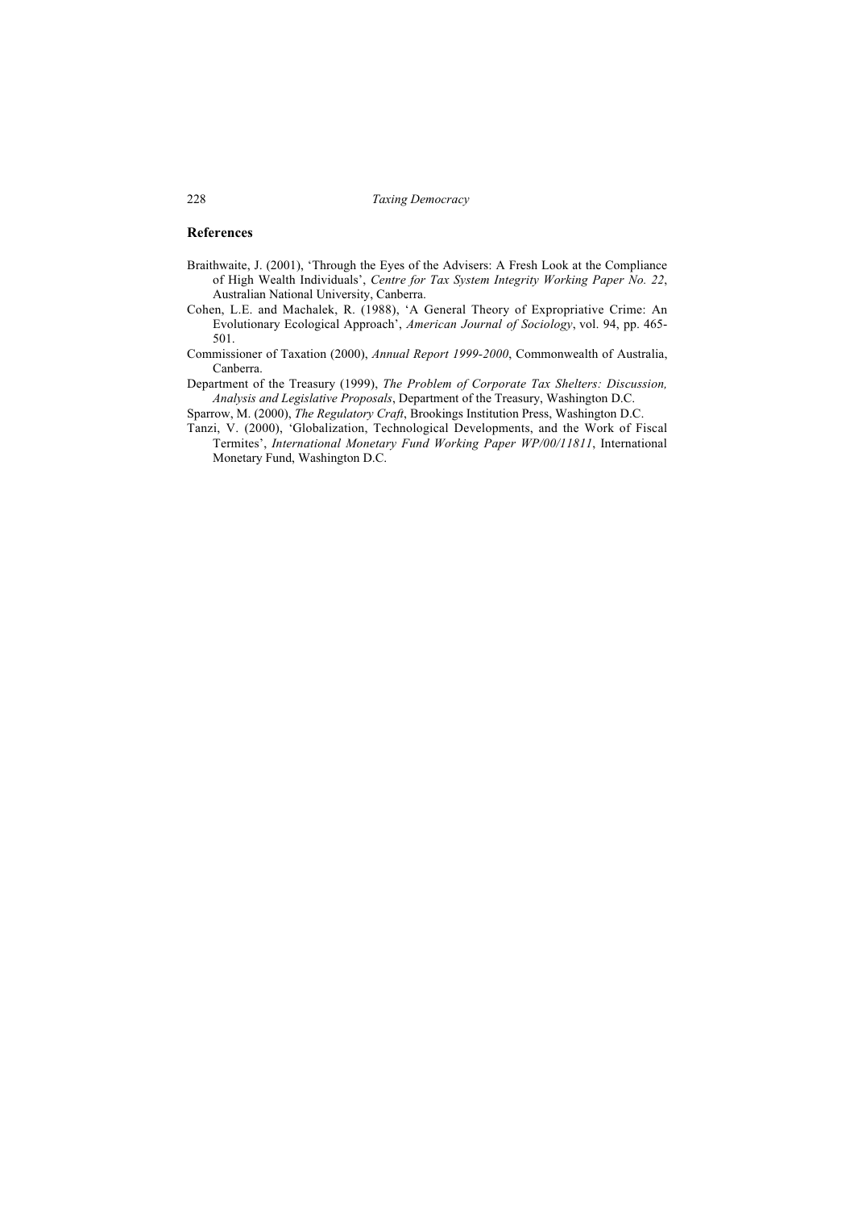## References

Braithwaite, J. (2001), 'Through the Eyes of the Advisers: A Fresh Look at the Compliance of High Wealth Individuals', *Centre for Tax System Integrity Working Paper No. 22*, Australian National University, Canberra.

Cohen, L.E. and Machalek, R. (1988), 'A General Theory of Expropriative Crime: An Evolutionary Ecological Approach', *American Journal of Sociology*, vol. 94, pp. 465-501.

Commissioner of Taxation (2000), *Annual Report 1999-2000*, Commonwealth of Australia, Canberra.

Department of the Treasury (1999), *The Problem of Corporate Tax Shelters: Discussion, Analysis and Legislative Proposals*, Department of the Treasury, Washington D.C.

Sparrow, M. (2000), *The Regulatory Craft*, Brookings Institution Press, Washington D.C.

Tanzi, V. (2000), 'Globalization, Technological Developments, and the Work of Fiscal Termites', *International Monetary Fund Working Paper WP/00/11811*, International Monetary Fund, Washington D.C.